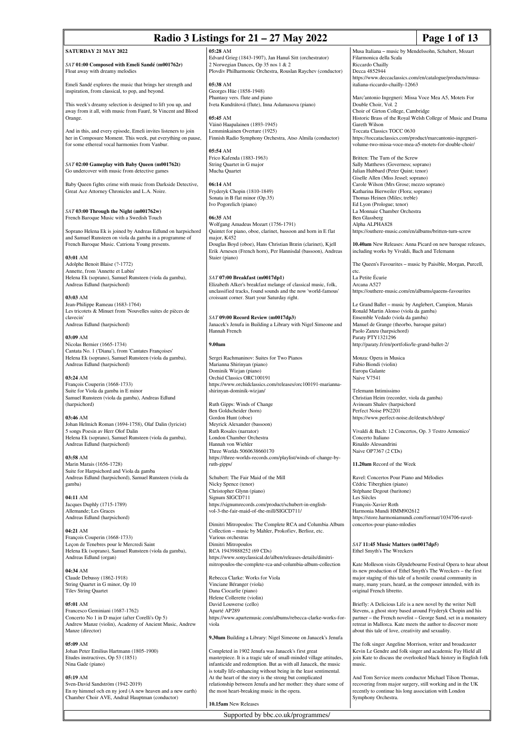# Radio 3 Listings for 21 – 27 May 2022

## SATURDAY 21 MAY 2022

*SAT* **01:00 Composed with Emeli Sandé (m001762r)**
Float away with dreamy melodies

Emeli Sandé explores the music that brings her strength and inspiration, from classical, to pop, and beyond.

This week's dreamy selection is designed to lift you up, and away from it all, with music from Fauré, St Vincent and Blood Orange.

And in this, and every episode, Emeli invites listeners to join her in Composure Moment. This week, put everything on pause, for some ethereal vocal harmonies from Vanbur.

*SAT* **02:00 Gameplay with Baby Queen (m001762t)**
Go undercover with music from detective games

Baby Queen fights crime with music from Darkside Detective, Great Ace Attorney Chronicles and L.A. Noire.

*SAT* **03:00 Through the Night (m001762w)**
French Baroque Music with a Swedish Touch

Soprano Helena Ek is joined by Andreas Edlund on harpsichord and Samuel Runsteen on viola da gamba in a programme of French Baroque Music. Catriona Young presents.

**03:01** AM
Adolphe Benoit Blaise (?-1772)
Annette, from 'Annette et Lubin'
Helena Ek (soprano), Samuel Runsteen (viola da gamba), Andreas Edlund (harpsichord)

**03:03** AM
Jean-Philippe Rameau (1683-1764)
Les tricotets & Minuet from 'Nouvelles suites de pièces de clavecin'
Andreas Edlund (harpsichord)

**03:09** AM
Nicolas Bernier (1665-1734)
Cantata No. 1 ('Diana'), from 'Cantates Françoises'
Helena Ek (soprano), Samuel Runsteen (viola da gamba), Andreas Edlund (harpsichord)

**03:24** AM
François Couperin (1668-1733)
Suite for Viola da gamba in E minor
Samuel Runsteen (viola da gamba), Andreas Edlund (harpsichord)

**03:46** AM
Johan Helmich Roman (1694-1758), Olaf Dalin (lyricist)
5 songs Poesin av Herr Olof Dalin
Helena Ek (soprano), Samuel Runsteen (viola da gamba), Andreas Edlund (harpsichord)

**03:58** AM
Marin Marais (1656-1728)
Suite for Harpsichord and Viola da gamba
Andreas Edlund (harpsichord), Samuel Runsteen (viola da gamba)

**04:11** AM
Jacques Duphly (1715-1789)
Allemande; Les Graces
Andreas Edlund (harpsichord)

**04:21** AM
François Couperin (1668-1733)
Leçon de Tenebres pour le Mercredi Saint
Helena Ek (soprano), Samuel Runsteen (viola da gamba), Andreas Edlund (organ)

**04:34** AM
Claude Debussy (1862-1918)
String Quartet in G minor, Op 10
Tilev String Quartet

**05:01** AM
Francesco Geminiani (1687-1762)
Concerto No 1 in D major (after Corelli's Op 5)
Andrew Manze (violin), Academy of Ancient Music, Andrew Manze (director)

**05:09** AM
Johan Peter Emilius Hartmann (1805-1900)
Etudes instructives, Op 53 (1851)
Nina Gade (piano)

**05:19** AM
Sven-David Sandström (1942-2019)
En ny himmel och en ny jord (A new heaven and a new earth)
Chamber Choir AVE, Andraž Hauptman (conductor)

**05:28** AM
Edvard Grieg (1843-1907), Jan Hanuš Sitt (orchestrator)
2 Norwegian Dances, Op 35 nos 1 & 2
Plovdiv Philharmonic Orchestra, Rouslan Raychev (conductor)

**05:38** AM
Georges Hüe (1858-1948)
Phantasy vers. flute and piano
Iveta Kundrátová (flute), Inna Aslamasova (piano)

**05:45** AM
Väinö Haapalainen (1893-1945)
Lemminkainen Overture (1925)
Finnish Radio Symphony Orchestra, Atso Almila (conductor)

**05:54** AM
Frico Kafenda (1883-1963)
String Quartet in G major
Mucha Quartet

**06:14** AM
Fryderyk Chopin (1810-1849)
Sonata in B flat minor (Op.35)
Ivo Pogorelich (piano)

**06:35** AM
Wolfgang Amadeus Mozart (1756-1791)
Quintet for piano, oboe, clarinet, bassoon and horn in E flat major, K452
Douglas Boyd (oboe), Hans Christian Bræin (clarinet), Kjell Erik Arnesen (French horn), Per Hannisdal (bassoon), Andreas Staier (piano)

*SAT* **07:00 Breakfast (m0017dp1)**
Elizabeth Alker's breakfast melange of classical music, folk, unclassified tracks, found sounds and the now 'world-famous' croissant corner. Start your Saturday right.

*SAT* **09:00 Record Review (m0017dp3)**
Janacek's Jenufa in Building a Library with Nigel Simeone and Hannah French

**9.00am**

Sergei Rachmaninov: Suites for Two Pianos
Marianna Shirinyan (piano)
Dominik Wizjan (piano)
Orchid Classics ORC100191
https://www.orchidclassics.com/releases/orc100191-marianna-shirinyan-dominik-wizjan/

Ruth Gipps: Winds of Change
Ben Goldscheider (horn)
Gordon Hunt (oboe)
Meyrick Alexander (bassoon)
Ruth Rosales (narrator)
London Chamber Orchestra
Hannah von Wiehler
Three Worlds 5060638660170
https://three-worlds-records.com/playlist/winds-of-change-by-ruth-gipps/

Schubert: The Fair Maid of the Mill
Nicky Spence (tenor)
Christopher Glynn (piano)
Signum SIGCD711
https://signumrecords.com/product/schubert-in-english-vol-3-the-fair-maid-of-the-mill/SIGCD711/

Dimitri Mitropoulos: The Complete RCA and Columbia Album Collection – music by Mahler, Prokofiev, Berlioz, etc.
Various orchestras
Dimitri Mitropoulos
RCA 19439888252 (69 CDs)
https://www.sonyclassical.de/alben/releases-details/dimitri-mitropoulos-the-complete-rca-and-columbia-album-collection

Rebecca Clarke: Works for Viola
Vinciane Béranger (viola)
Dana Ciocarlie (piano)
Helene Collerette (violin)
David Louwerse (cello)
Aparté AP289
https://www.apartemusic.com/albums/rebecca-clarke-works-for-viola

**9.30am** Building a Library: Nigel Simeone on Janacek's Jenufa

Completed in 1902 Jenufa was Janacek's first great masterpiece. It is a tragic tale of small-minded village attitudes, infanticide and redemption. But as with all Janacek, the music is totally life-enhancing without being in the least sentimental. At the heart of the story is the strong but complicated relationship between Jenufa and her mother: they share some of the most heart-breaking music in the opera.

**10.15am** New Releases

Musa Italiana – music by Mendelssohn, Schubert, Mozart
Filarmonica della Scala
Riccardo Chailly
Decca 4852944
https://www.deccaclassics.com/en/catalogue/products/musa-italiana-riccardo-chailly-12663

Marc'antonio Ingegneri: Missa Voce Mea A5, Motets For Double Choir, Vol. 2
Choir of Girton College, Cambridge
Historic Brass of the Royal Welsh College of Music and Drama
Gareth Wilson
Toccata Classics TOCC 0630
https://toccataclassics.com/product/marcantonio-ingegneri-volume-two-missa-voce-mea-a5-motets-for-double-choir/

Britten: The Turn of the Screw
Sally Matthews (Governess; soprano)
Julian Hubbard (Peter Quint; tenor)
Giselle Allen (Miss Jessel; soprano)
Carole Wilson (Mrs Grose; mezzo soprano)
Katharina Bierweiler (Flora; soprano)
Thomas Heinen (Miles; treble)
Ed Lyon (Prologue; tenor)
La Monnaie Chamber Orchestra
Ben Glassberg
Alpha ALPHA828
https://outhere-music.com/en/albums/britten-turn-screw

**10.40am** New Releases: Anna Picard on new baroque releases, including works by Vivaldi, Bach and Telemann

The Queen's Favourites – music by Paisible, Morgan, Purcell, etc.
La Petite Écurie
Arcana A527
https://outhere-music.com/en/albums/queens-favourites

Le Grand Ballet – music by Anglebert, Campion, Marais
Ronald Martin Alonso (viola da gamba)
Ensemble Vedado (viola da gamba)
Manuel de Grange (theorbo, baroque guitar)
Paolo Zanzu (harpsichord)
Paraty PTY1321296
http://paraty.fr/en/portfolio/le-grand-ballet-2/

Monza: Opera in Musica
Fabio Biondi (violin)
Europa Galante
Naive V7541

Telemann Intimissimo
Christian Heim (recorder, viola da gamba)
Avinoam Shalev (harpsichord
Perfect Noise PN2201
https://www.perfect-noise.de/deutsch/shop/

Vivaldi & Bach: 12 Concertos, Op. 3 'l'estro Armonico'
Concerto Italiano
Rinaldo Alessandrini
Naive OP7367 (2 CDs)

**11.20am** Record of the Week

Ravel: Concertos Pour Piano and Mélodies
Cédric Tiberghien (piano)
Stéphane Degout (baritone)
Les Siècles
François-Xavier Roth
Harmonia Mundi HMM902612
https://store.harmoniamundi.com/format/1034706-ravel-concertos-pour-piano-mlodies

*SAT* **11:45 Music Matters (m0017dp5)**
Ethel Smyth's The Wreckers

Kate Molleson visits Glyndebourne Festival Opera to hear about its new production of Ethel Smyth's The Wreckers – the first major staging of this tale of a hostile coastal community in many, many years, heard, as the composer intended, with its original French libretto.

Briefly: A Delicious Life is a new novel by the writer Nell Stevens, a ghost story based around Fryderyk Chopin and his partner – the French novelist – George Sand, set in a monastery retreat in Mallorca. Kate meets the author to discover more about this tale of love, creativity and sexuality.

The folk singer Angeline Morrison, writer and broadcaster Kevin Le Gendre and folk singer and academic Fay Hield all join Kate to discuss the overlooked black history in English folk music.

And Tom Service meets conductor Michael Tilson Thomas, recovering from major surgery, still working and in the UK recently to continue his long association with London Symphony Orchestra.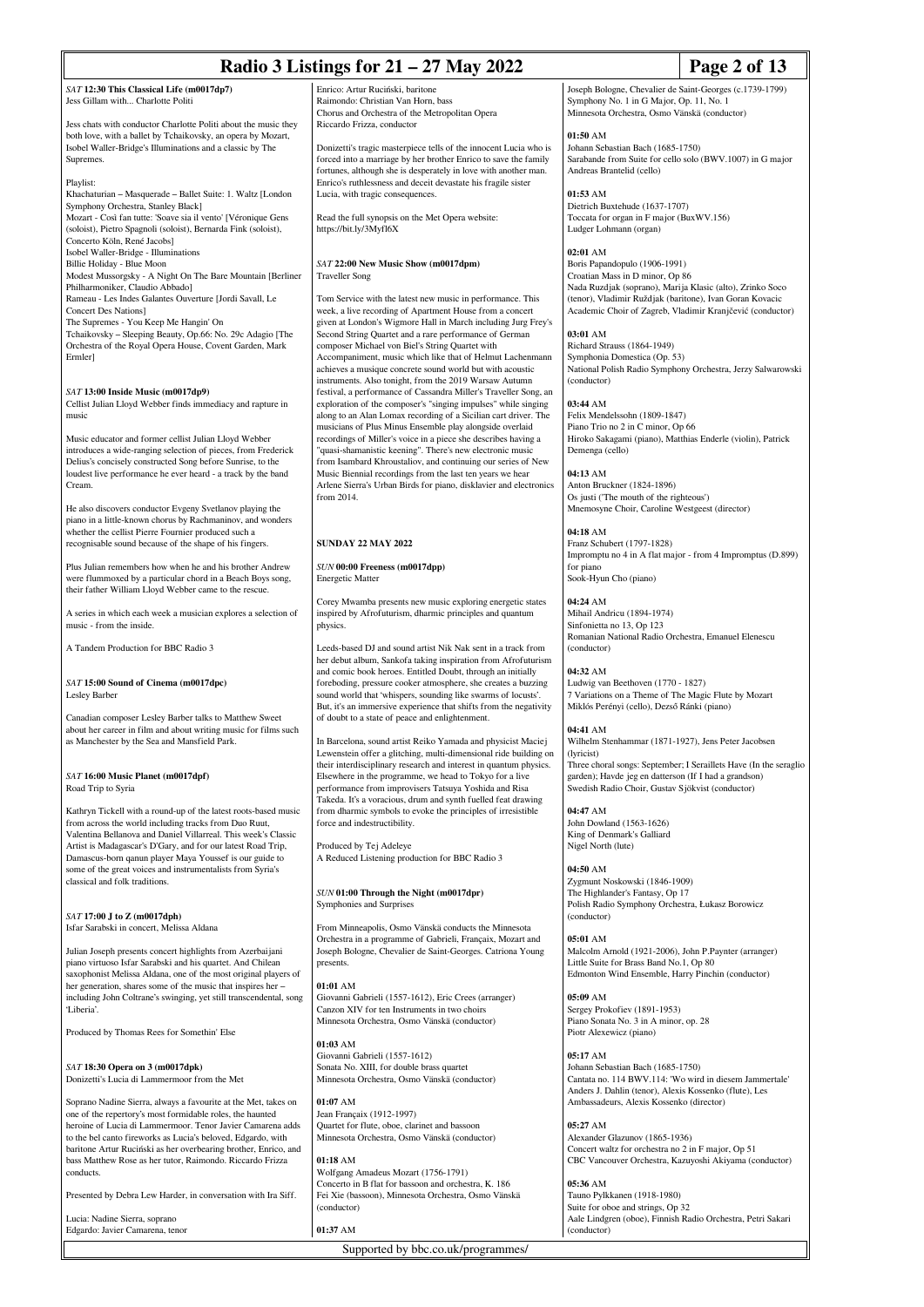*SAT* **12:30 This Classical Life (m0017dp7)**
Jess Gillam with... Charlotte Politi

Jess chats with conductor Charlotte Politi about the music they both love, with a ballet by Tchaikovsky, an opera by Mozart, Isobel Waller-Bridge's Illuminations and a classic by The Supremes.

Playlist:
Khachaturian – Masquerade – Ballet Suite: 1. Waltz [London Symphony Orchestra, Stanley Black]
Mozart - Così fan tutte: 'Soave sia il vento' [Véronique Gens (soloist), Pietro Spagnoli (soloist), Bernarda Fink (soloist), Concerto Köln, René Jacobs]
Isobel Waller-Bridge - Illuminations
Billie Holiday - Blue Moon
Modest Mussorgsky - A Night On The Bare Mountain [Berliner Philharmoniker, Claudio Abbado]
Rameau - Les Indes Galantes Ouverture [Jordi Savall, Le Concert Des Nations]
The Supremes - You Keep Me Hangin' On
Tchaikovsky – Sleeping Beauty, Op.66: No. 29c Adagio [The Orchestra of the Royal Opera House, Covent Garden, Mark Ermler]

*SAT* **13:00 Inside Music (m0017dp9)**
Cellist Julian Lloyd Webber finds immediacy and rapture in music

Music educator and former cellist Julian Lloyd Webber introduces a wide-ranging selection of pieces, from Frederick Delius's concisely constructed Song before Sunrise, to the loudest live performance he ever heard - a track by the band Cream.

He also discovers conductor Evgeny Svetlanov playing the piano in a little-known chorus by Rachmaninov, and wonders whether the cellist Pierre Fournier produced such a recognisable sound because of the shape of his fingers.

Plus Julian remembers how when he and his brother Andrew were flummoxed by a particular chord in a Beach Boys song, their father William Lloyd Webber came to the rescue.

A series in which each week a musician explores a selection of music - from the inside.

A Tandem Production for BBC Radio 3

*SAT* **15:00 Sound of Cinema (m0017dpc)**
Lesley Barber

Canadian composer Lesley Barber talks to Matthew Sweet about her career in film and about writing music for films such as Manchester by the Sea and Mansfield Park.

*SAT* **16:00 Music Planet (m0017dpf)**
Road Trip to Syria

Kathryn Tickell with a round-up of the latest roots-based music from across the world including tracks from Duo Ruut, Valentina Bellanova and Daniel Villarreal. This week's Classic Artist is Madagascar's D'Gary, and for our latest Road Trip, Damascus-born qanun player Maya Youssef is our guide to some of the great voices and instrumentalists from Syria's classical and folk traditions.

*SAT* **17:00 J to Z (m0017dph)**
Isfar Sarabski in concert, Melissa Aldana

Julian Joseph presents concert highlights from Azerbaijani piano virtuoso Isfar Sarabski and his quartet. And Chilean saxophonist Melissa Aldana, one of the most original players of her generation, shares some of the music that inspires her – including John Coltrane's swinging, yet still transcendental, song 'Liberia'.

Produced by Thomas Rees for Somethin' Else

*SAT* **18:30 Opera on 3 (m0017dpk)**
Donizetti's Lucia di Lammermoor from the Met

Soprano Nadine Sierra, always a favourite at the Met, takes on one of the repertory's most formidable roles, the haunted heroine of Lucia di Lammermoor. Tenor Javier Camarena adds to the bel canto fireworks as Lucia's beloved, Edgardo, with baritone Artur Ruciński as her overbearing brother, Enrico, and bass Matthew Rose as her tutor, Raimondo. Riccardo Frizza conducts.

Presented by Debra Lew Harder, in conversation with Ira Siff.

Lucia: Nadine Sierra, soprano
Edgardo: Javier Camarena, tenor
Enrico: Artur Ruciński, baritone
Raimondo: Christian Van Horn, bass
Chorus and Orchestra of the Metropolitan Opera
Riccardo Frizza, conductor

Donizetti's tragic masterpiece tells of the innocent Lucia who is forced into a marriage by her brother Enrico to save the family fortunes, although she is desperately in love with another man. Enrico's ruthlessness and deceit devastate his fragile sister Lucia, with tragic consequences.

Read the full synopsis on the Met Opera website: https://bit.ly/3Myfl6X

*SAT* **22:00 New Music Show (m0017dpm)**
Traveller Song

Tom Service with the latest new music in performance. This week, a live recording of Apartment House from a concert given at London's Wigmore Hall in March including Jurg Frey's Second String Quartet and a rare performance of German composer Michael von Biel's String Quartet with Accompaniment, music which like that of Helmut Lachenmann achieves a musique concrete sound world but with acoustic instruments. Also tonight, from the 2019 Warsaw Autumn festival, a performance of Cassandra Miller's Traveller Song, an exploration of the composer's "singing impulses" while singing along to an Alan Lomax recording of a Sicilian cart driver. The musicians of Plus Minus Ensemble play alongside overlaid recordings of Miller's voice in a piece she describes having a "quasi-shamanistic keening". There's new electronic music from Isambard Khroustaliov, and continuing our series of New Music Biennial recordings from the last ten years we hear Arlene Sierra's Urban Birds for piano, disklavier and electronics from 2014.

## SUNDAY 22 MAY 2022

*SUN* **00:00 Freeness (m0017dpp)**
Energetic Matter

Corey Mwamba presents new music exploring energetic states inspired by Afrofuturism, dharmic principles and quantum physics.

Leeds-based DJ and sound artist Nik Nak sent in a track from her debut album, Sankofa taking inspiration from Afrofuturism and comic book heroes. Entitled Doubt, through an initially foreboding, pressure cooker atmosphere, she creates a buzzing sound world that 'whispers, sounding like swarms of locusts'. But, it's an immersive experience that shifts from the negativity of doubt to a state of peace and enlightenment.

In Barcelona, sound artist Reiko Yamada and physicist Maciej Lewenstein offer a glitching, multi-dimensional ride building on their interdisciplinary research and interest in quantum physics. Elsewhere in the programme, we head to Tokyo for a live performance from improvisers Tatsuya Yoshida and Risa Takeda. It's a voracious, drum and synth fuelled feat drawing from dharmic symbols to evoke the principles of irresistible force and indestructibility.

Produced by Tej Adeleye
A Reduced Listening production for BBC Radio 3

*SUN* **01:00 Through the Night (m0017dpr)**
Symphonies and Surprises

From Minneapolis, Osmo Vänskä conducts the Minnesota Orchestra in a programme of Gabrieli, Françaix, Mozart and Joseph Bologne, Chevalier de Saint-Georges. Catriona Young presents.

**01:01** AM
Giovanni Gabrieli (1557-1612), Eric Crees (arranger)
Canzon XIV for ten Instruments in two choirs
Minnesota Orchestra, Osmo Vänskä (conductor)

**01:03** AM
Giovanni Gabrieli (1557-1612)
Sonata No. XIII, for double brass quartet
Minnesota Orchestra, Osmo Vänskä (conductor)

**01:07** AM
Jean Françaix (1912-1997)
Quartet for flute, oboe, clarinet and bassoon
Minnesota Orchestra, Osmo Vänskä (conductor)

**01:18** AM
Wolfgang Amadeus Mozart (1756-1791)
Concerto in B flat for bassoon and orchestra, K. 186
Fei Xie (bassoon), Minnesota Orchestra, Osmo Vänskä (conductor)

**01:37** AM
Joseph Bologne, Chevalier de Saint-Georges (c.1739-1799)
Symphony No. 1 in G Major, Op. 11, No. 1
Minnesota Orchestra, Osmo Vänskä (conductor)

**01:50** AM
Johann Sebastian Bach (1685-1750)
Sarabande from Suite for cello solo (BWV.1007) in G major
Andreas Brantelid (cello)

**01:53** AM
Dietrich Buxtehude (1637-1707)
Toccata for organ in F major (BuxWV.156)
Ludger Lohmann (organ)

**02:01** AM
Boris Papandopulo (1906-1991)
Croatian Mass in D minor, Op 86
Nada Ruzdjak (soprano), Marija Klasic (alto), Zrinko Soco (tenor), Vladimir Ruždjak (baritone), Ivan Goran Kovacic Academic Choir of Zagreb, Vladimir Kranjčević (conductor)

**03:01** AM
Richard Strauss (1864-1949)
Symphonia Domestica (Op. 53)
National Polish Radio Symphony Orchestra, Jerzy Salwarowski (conductor)

**03:44** AM
Felix Mendelssohn (1809-1847)
Piano Trio no 2 in C minor, Op 66
Hiroko Sakagami (piano), Matthias Enderle (violin), Patrick Demenga (cello)

**04:13** AM
Anton Bruckner (1824-1896)
Os justi ('The mouth of the righteous')
Mnemosyne Choir, Caroline Westgeest (director)

**04:18** AM
Franz Schubert (1797-1828)
Impromptu no 4 in A flat major - from 4 Impromptus (D.899) for piano
Sook-Hyun Cho (piano)

**04:24** AM
Mihail Andricu (1894-1974)
Sinfonietta no 13, Op 123
Romanian National Radio Orchestra, Emanuel Elenescu (conductor)

**04:32** AM
Ludwig van Beethoven (1770 - 1827)
7 Variations on a Theme of The Magic Flute by Mozart
Miklós Perényi (cello), Dezső Ránki (piano)

**04:41** AM
Wilhelm Stenhammar (1871-1927), Jens Peter Jacobsen (lyricist)
Three choral songs: September; I Seraillets Have (In the seraglio garden); Havde jeg en datterson (If I had a grandson)
Swedish Radio Choir, Gustav Sjökvist (conductor)

**04:47** AM
John Dowland (1563-1626)
King of Denmark's Galliard
Nigel North (lute)

**04:50** AM
Zygmunt Noskowski (1846-1909)
The Highlander's Fantasy, Op 17
Polish Radio Symphony Orchestra, Łukasz Borowicz (conductor)

**05:01** AM
Malcolm Arnold (1921-2006), John P.Paynter (arranger)
Little Suite for Brass Band No.1, Op 80
Edmonton Wind Ensemble, Harry Pinchin (conductor)

**05:09** AM
Sergey Prokofiev (1891-1953)
Piano Sonata No. 3 in A minor, op. 28
Piotr Alexewicz (piano)

**05:17** AM
Johann Sebastian Bach (1685-1750)
Cantata no. 114 BWV.114: 'Wo wird in diesem Jammertale'
Anders J. Dahlin (tenor), Alexis Kossenko (flute), Les Ambassadeurs, Alexis Kossenko (director)

**05:27** AM
Alexander Glazunov (1865-1936)
Concert waltz for orchestra no 2 in F major, Op 51
CBC Vancouver Orchestra, Kazuyoshi Akiyama (conductor)

**05:36** AM
Tauno Pylkkanen (1918-1980)
Suite for oboe and strings, Op 32
Aale Lindgren (oboe), Finnish Radio Orchestra, Petri Sakari (conductor)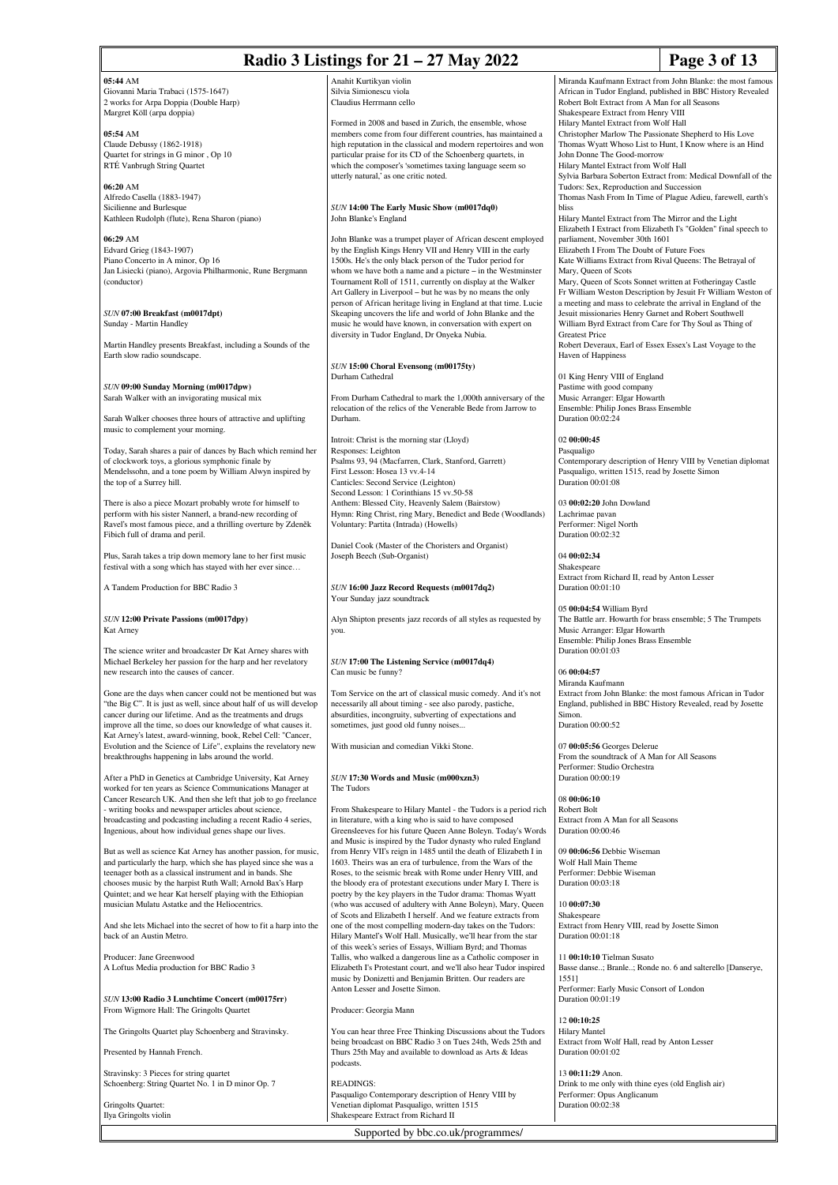**05:44** AM
Giovanni Maria Trabaci (1575-1647)
2 works for Arpa Doppia (Double Harp)
Margret Köll (arpa doppia)

**05:54** AM
Claude Debussy (1862-1918)
Quartet for strings in G minor , Op 10
RTÉ Vanbrugh String Quartet

**06:20** AM
Alfredo Casella (1883-1947)
Sicilienne and Burlesque
Kathleen Rudolph (flute), Rena Sharon (piano)

**06:29** AM
Edvard Grieg (1843-1907)
Piano Concerto in A minor, Op 16
Jan Lisiecki (piano), Argovia Philharmonic, Rune Bergmann (conductor)

### *SUN* 07:00 Breakfast (m0017dpt)
Sunday - Martin Handley

Martin Handley presents Breakfast, including a Sounds of the Earth slow radio soundscape.

### *SUN* 09:00 Sunday Morning (m0017dpw)
Sarah Walker with an invigorating musical mix

Sarah Walker chooses three hours of attractive and uplifting music to complement your morning.

Today, Sarah shares a pair of dances by Bach which remind her of clockwork toys, a glorious symphonic finale by Mendelssohn, and a tone poem by William Alwyn inspired by the top of a Surrey hill.

There is also a piece Mozart probably wrote for himself to perform with his sister Nannerl, a brand-new recording of Ravel's most famous piece, and a thrilling overture by Zdeněk Fibich full of drama and peril.

Plus, Sarah takes a trip down memory lane to her first music festival with a song which has stayed with her ever since…

A Tandem Production for BBC Radio 3

### *SUN* 12:00 Private Passions (m0017dpy)
Kat Arney

The science writer and broadcaster Dr Kat Arney shares with Michael Berkeley her passion for the harp and her revelatory new research into the causes of cancer.

Gone are the days when cancer could not be mentioned but was "the Big C". It is just as well, since about half of us will develop cancer during our lifetime. And as the treatments and drugs improve all the time, so does our knowledge of what causes it. Kat Arney's latest, award-winning, book, Rebel Cell: "Cancer, Evolution and the Science of Life", explains the revelatory new breakthroughs happening in labs around the world.

After a PhD in Genetics at Cambridge University, Kat Arney worked for ten years as Science Communications Manager at Cancer Research UK. And then she left that job to go freelance - writing books and newspaper articles about science, broadcasting and podcasting including a recent Radio 4 series, Ingenious, about how individual genes shape our lives.

But as well as science Kat Arney has another passion, for music, and particularly the harp, which she has played since she was a teenager both as a classical instrument and in bands. She chooses music by the harpist Ruth Wall; Arnold Bax's Harp Quintet; and we hear Kat herself playing with the Ethiopian musician Mulatu Astatke and the Heliocentrics.

And she lets Michael into the secret of how to fit a harp into the back of an Austin Metro.

Producer: Jane Greenwood
A Loftus Media production for BBC Radio 3

### *SUN* 13:00 Radio 3 Lunchtime Concert (m00175rr)
From Wigmore Hall: The Gringolts Quartet

The Gringolts Quartet play Schoenberg and Stravinsky.

Presented by Hannah French.

Stravinsky: 3 Pieces for string quartet
Schoenberg: String Quartet No. 1 in D minor Op. 7

Gringolts Quartet:
Ilya Gringolts violin
Anahit Kurtikyan violin
Silvia Simionescu viola
Claudius Herrmann cello

Formed in 2008 and based in Zurich, the ensemble, whose members come from four different countries, has maintained a high reputation in the classical and modern repertoires and won particular praise for its CD of the Schoenberg quartets, in which the composer's 'sometimes taxing language seem so utterly natural,' as one critic noted.

### *SUN* 14:00 The Early Music Show (m0017dq0)
John Blanke's England

John Blanke was a trumpet player of African descent employed by the English Kings Henry VII and Henry VIII in the early 1500s. He's the only black person of the Tudor period for whom we have both a name and a picture – in the Westminster Tournament Roll of 1511, currently on display at the Walker Art Gallery in Liverpool – but he was by no means the only person of African heritage living in England at that time. Lucie Skeaping uncovers the life and world of John Blanke and the music he would have known, in conversation with expert on diversity in Tudor England, Dr Onyeka Nubia.

### *SUN* 15:00 Choral Evensong (m00175ty)
Durham Cathedral

From Durham Cathedral to mark the 1,000th anniversary of the relocation of the relics of the Venerable Bede from Jarrow to Durham.

Introit: Christ is the morning star (Lloyd)
Responses: Leighton
Psalms 93, 94 (Macfarren, Clark, Stanford, Garrett)
First Lesson: Hosea 13 vv.4-14
Canticles: Second Service (Leighton)
Second Lesson: 1 Corinthians 15 vv.50-58
Anthem: Blessed City, Heavenly Salem (Bairstow)
Hymn: Ring Christ, ring Mary, Benedict and Bede (Woodlands)
Voluntary: Partita (Intrada) (Howells)

Daniel Cook (Master of the Choristers and Organist)
Joseph Beech (Sub-Organist)

### *SUN* 16:00 Jazz Record Requests (m0017dq2)
Your Sunday jazz soundtrack

Alyn Shipton presents jazz records of all styles as requested by you.

### *SUN* 17:00 The Listening Service (m0017dq4)
Can music be funny?

Tom Service on the art of classical music comedy. And it's not necessarily all about timing - see also parody, pastiche, absurdities, incongruity, subverting of expectations and sometimes, just good old funny noises...

With musician and comedian Vikki Stone.

### *SUN* 17:30 Words and Music (m000xzn3)
The Tudors

From Shakespeare to Hilary Mantel - the Tudors is a period rich in literature, with a king who is said to have composed Greensleeves for his future Queen Anne Boleyn. Today's Words and Music is inspired by the Tudor dynasty who ruled England from Henry VII's reign in 1485 until the death of Elizabeth I in 1603. Theirs was an era of turbulence, from the Wars of the Roses, to the seismic break with Rome under Henry VIII, and the bloody era of protestant executions under Mary I. There is poetry by the key players in the Tudor drama: Thomas Wyatt (who was accused of adultery with Anne Boleyn), Mary, Queen of Scots and Elizabeth I herself. And we feature extracts from one of the most compelling modern-day takes on the Tudors: Hilary Mantel's Wolf Hall. Musically, we'll hear from the star of this week's series of Essays, William Byrd; and Thomas Tallis, who walked a dangerous line as a Catholic composer in Elizabeth I's Protestant court, and we'll also hear Tudor inspired music by Donizetti and Benjamin Britten. Our readers are Anton Lesser and Josette Simon.

Producer: Georgia Mann

You can hear three Free Thinking Discussions about the Tudors being broadcast on BBC Radio 3 on Tues 24th, Weds 25th and Thurs 25th May and available to download as Arts & Ideas podcasts.

READINGS:
Pasqualigo Contemporary description of Henry VIII by Venetian diplomat Pasqualigo, written 1515
Shakespeare Extract from Richard II
Miranda Kaufmann Extract from John Blanke: the most famous African in Tudor England, published in BBC History Revealed
Robert Bolt Extract from A Man for all Seasons
Shakespeare Extract from Henry VIII
Hilary Mantel Extract from Wolf Hall
Christopher Marlowe The Passionate Shepherd to His Love
Thomas Wyatt Whoso List to Hunt, I Know where is an Hind
John Donne The Good-morrow
Hilary Mantel Extract from Wolf Hall
Sylvia Barbara Soberton Extract from: Medical Downfall of the Tudors: Sex, Reproduction and Succession
Thomas Nash From In Time of Plague Adieu, farewell, earth's bliss
Hilary Mantel Extract from The Mirror and the Light
Elizabeth I Extract from Elizabeth I's "Golden" final speech to parliament, November 30th 1601
Elizabeth I From The Doubt of Future Foes
Kate Williams Extract from Rival Queens: The Betrayal of Mary, Queen of Scots
Mary, Queen of Scots Sonnet written at Fotheringay Castle
Fr William Weston Description by Jesuit Fr William Weston of a meeting and mass to celebrate the arrival in England of the Jesuit missionaries Henry Garnet and Robert Southwell
William Byrd Extract from Care for Thy Soul as Thing of Greatest Price
Robert Deveraux, Earl of Essex Essex's Last Voyage to the Haven of Happiness

01 King Henry VIII of England
Pastime with good company
Music Arranger: Elgar Howarth
Ensemble: Philip Jones Brass Ensemble
Duration 00:02:24

02 **00:00:45**
Pasqualigo
Contemporary description of Henry VIII by Venetian diplomat Pasqualigo, written 1515, read by Josette Simon
Duration 00:01:08

03 **00:02:20** John Dowland
Lachrimae pavan
Performer: Nigel North
Duration 00:02:32

04 **00:02:34**
Shakespeare
Extract from Richard II, read by Anton Lesser
Duration 00:01:10

05 **00:04:54** William Byrd
The Battle arr. Howarth for brass ensemble; 5 The Trumpets
Music Arranger: Elgar Howarth
Ensemble: Philip Jones Brass Ensemble
Duration 00:01:03

06 **00:04:57**
Miranda Kaufmann
Extract from John Blanke: the most famous African in Tudor England, published in BBC History Revealed, read by Josette Simon.
Duration 00:00:52

07 **00:05:56** Georges Delerue
From the soundtrack of A Man for All Seasons
Performer: Studio Orchestra
Duration 00:00:19

08 **00:06:10**
Robert Bolt
Extract from A Man for all Seasons
Duration 00:00:46

09 **00:06:56** Debbie Wiseman
Wolf Hall Main Theme
Performer: Debbie Wiseman
Duration 00:03:18

10 **00:07:30**
Shakespeare
Extract from Henry VIII, read by Josette Simon
Duration 00:01:18

11 **00:10:10** Tielman Susato
Basse danse..; Branle..; Ronde no. 6 and salterello [Danserye, 1551]
Performer: Early Music Consort of London
Duration 00:01:19

12 **00:10:25**
Hilary Mantel
Extract from Wolf Hall, read by Anton Lesser
Duration 00:01:02

13 **00:11:29** Anon.
Drink to me only with thine eyes (old English air)
Performer: Opus Anglicanum
Duration 00:02:38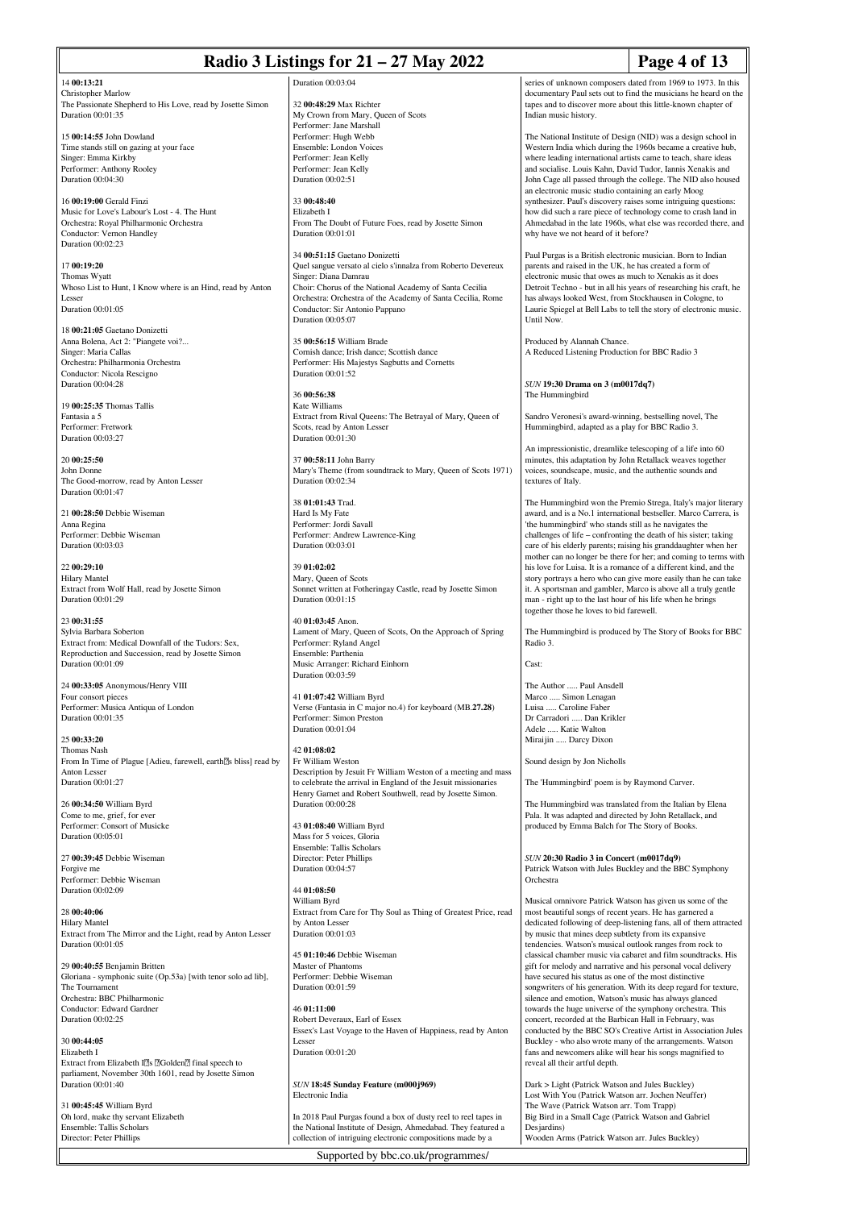14 **00:13:21**
Christopher Marlow
The Passionate Shepherd to His Love, read by Josette Simon
Duration 00:01:35

15 **00:14:55** John Dowland
Time stands still on gazing at your face
Singer: Emma Kirkby
Performer: Anthony Rooley
Duration 00:04:30

16 **00:19:00** Gerald Finzi
Music for Love's Labour's Lost - 4. The Hunt
Orchestra: Royal Philharmonic Orchestra
Conductor: Vernon Handley
Duration 00:02:23

17 **00:19:20**
Thomas Wyatt
Whoso List to Hunt, I Know where is an Hind, read by Anton Lesser
Duration 00:01:05

18 **00:21:05** Gaetano Donizetti
Anna Bolena, Act 2: "Piangete voi?...
Singer: Maria Callas
Orchestra: Philharmonia Orchestra
Conductor: Nicola Rescigno
Duration 00:04:28

19 **00:25:35** Thomas Tallis
Fantasia a 5
Performer: Fretwork
Duration 00:03:27

20 **00:25:50**
John Donne
The Good-morrow, read by Anton Lesser
Duration 00:01:47

21 **00:28:50** Debbie Wiseman
Anna Regina
Performer: Debbie Wiseman
Duration 00:03:03

22 **00:29:10**
Hilary Mantel
Extract from Wolf Hall, read by Josette Simon
Duration 00:01:29

23 **00:31:55**
Sylvia Barbara Soberton
Extract from: Medical Downfall of the Tudors: Sex, Reproduction and Succession, read by Josette Simon
Duration 00:01:09

24 **00:33:05** Anonymous/Henry VIII
Four consort pieces
Performer: Musica Antiqua of London
Duration 00:01:35

25 **00:33:20**
Thomas Nash
From In Time of Plague [Adieu, farewell, earth�s bliss] read by Anton Lesser
Duration 00:01:27

26 **00:34:50** William Byrd
Come to me, grief, for ever
Performer: Consort of Musicke
Duration 00:05:01

27 **00:39:45** Debbie Wiseman
Forgive me
Performer: Debbie Wiseman
Duration 00:02:09

28 **00:40:06**
Hilary Mantel
Extract from The Mirror and the Light, read by Anton Lesser
Duration 00:01:05

29 **00:40:55** Benjamin Britten
Gloriana - symphonic suite (Op.53a) [with tenor solo ad lib], The Tournament
Orchestra: BBC Philharmonic
Conductor: Edward Gardner
Duration 00:02:25

30 **00:44:05**
Elizabeth I
Extract from Elizabeth I�s �Golden� final speech to parliament, November 30th 1601, read by Josette Simon
Duration 00:01:40

31 **00:45:45** William Byrd
Oh lord, make thy servant Elizabeth
Ensemble: Tallis Scholars
Director: Peter Phillips
Duration 00:03:04

32 **00:48:29** Max Richter
My Crown from Mary, Queen of Scots
Performer: Jane Marshall
Performer: Hugh Webb
Ensemble: London Voices
Performer: Jean Kelly
Performer: Jean Kelly
Duration 00:02:51

33 **00:48:40**
Elizabeth I
From The Doubt of Future Foes, read by Josette Simon
Duration 00:01:01

34 **00:51:15** Gaetano Donizetti
Quel sangue versato al cielo s'innalza from Roberto Devereux
Singer: Diana Damrau
Choir: Chorus of the National Academy of Santa Cecilia
Orchestra: Orchestra of the Academy of Santa Cecilia, Rome
Conductor: Sir Antonio Pappano
Duration 00:05:07

35 **00:56:15** William Brade
Cornish dance; Irish dance; Scottish dance
Performer: His Majestys Sagbutts and Cornetts
Duration 00:01:52

36 **00:56:38**
Kate Williams
Extract from Rival Queens: The Betrayal of Mary, Queen of Scots, read by Anton Lesser
Duration 00:01:30

37 **00:58:11** John Barry
Mary's Theme (from soundtrack to Mary, Queen of Scots 1971)
Duration 00:02:34

38 **01:01:43** Trad.
Hard Is My Fate
Performer: Jordi Savall
Performer: Andrew Lawrence-King
Duration 00:03:01

39 **01:02:02**
Mary, Queen of Scots
Sonnet written at Fotheringay Castle, read by Josette Simon
Duration 00:01:15

40 **01:03:45** Anon.
Lament of Mary, Queen of Scots, On the Approach of Spring
Performer: Ryland Angel
Ensemble: Parthenia
Music Arranger: Richard Einhorn
Duration 00:03:59

41 **01:07:42** William Byrd
Verse (Fantasia in C major no.4) for keyboard (MB.**27.28**)
Performer: Simon Preston
Duration 00:01:04

42 **01:08:02**
Fr William Weston
Description by Jesuit Fr William Weston of a meeting and mass to celebrate the arrival in England of the Jesuit missionaries Henry Garnet and Robert Southwell, read by Josette Simon.
Duration 00:00:28

43 **01:08:40** William Byrd
Mass for 5 voices, Gloria
Ensemble: Tallis Scholars
Director: Peter Phillips
Duration 00:04:57

44 **01:08:50**
William Byrd
Extract from Care for Thy Soul as Thing of Greatest Price, read by Anton Lesser
Duration 00:01:03

45 **01:10:46** Debbie Wiseman
Master of Phantoms
Performer: Debbie Wiseman
Duration 00:01:59

46 **01:11:00**
Robert Deveraux, Earl of Essex
Essex's Last Voyage to the Haven of Happiness, read by Anton Lesser
Duration 00:01:20

*SUN* **18:45 Sunday Feature (m000j969)**
Electronic India

In 2018 Paul Purgas found a box of dusty reel to reel tapes in the National Institute of Design, Ahmedabad. They featured a collection of intriguing electronic compositions made by a series of unknown composers dated from 1969 to 1973. In this documentary Paul sets out to find the musicians he heard on the tapes and to discover more about this little-known chapter of Indian music history.

The National Institute of Design (NID) was a design school in Western India which during the 1960s became a creative hub, where leading international artists came to teach, share ideas and socialise. Louis Kahn, David Tudor, Iannis Xenakis and John Cage all passed through the college. The NID also housed an electronic music studio containing an early Moog synthesizer. Paul's discovery raises some intriguing questions: how did such a rare piece of technology come to crash land in Ahmedabad in the late 1960s, what else was recorded there, and why have we not heard of it before?

Paul Purgas is a British electronic musician. Born to Indian parents and raised in the UK, he has created a form of electronic music that owes as much to Xenakis as it does Detroit Techno - but in all his years of researching his craft, he has always looked West, from Stockhausen in Cologne, to Laurie Spiegel at Bell Labs to tell the story of electronic music. Until Now.

Produced by Alannah Chance.
A Reduced Listening Production for BBC Radio 3

*SUN* **19:30 Drama on 3 (m0017dq7)**
The Hummingbird

Sandro Veronesi's award-winning, bestselling novel, The Hummingbird, adapted as a play for BBC Radio 3.

An impressionistic, dreamlike telescoping of a life into 60 minutes, this adaptation by John Retallack weaves together voices, soundscape, music, and the authentic sounds and textures of Italy.

The Hummingbird won the Premio Strega, Italy's major literary award, and is a No.1 international bestseller. Marco Carrera, is 'the hummingbird' who stands still as he navigates the challenges of life – confronting the death of his sister; taking care of his elderly parents; raising his granddaughter when her mother can no longer be there for her; and coming to terms with his love for Luisa. It is a romance of a different kind, and the story portrays a hero who can give more easily than he can take it. A sportsman and gambler, Marco is above all a truly gentle man - right up to the last hour of his life when he brings together those he loves to bid farewell.

The Hummingbird is produced by The Story of Books for BBC Radio 3.

Cast:

The Author ..... Paul Ansdell
Marco ..... Simon Lenagan
Luisa ..... Caroline Faber
Dr Carradori ..... Dan Krikler
Adele ..... Katie Walton
Miraijin ..... Darcy Dixon

Sound design by Jon Nicholls

The 'Hummingbird' poem is by Raymond Carver.

The Hummingbird was translated from the Italian by Elena Pala. It was adapted and directed by John Retallack, and produced by Emma Balch for The Story of Books.

*SUN* **20:30 Radio 3 in Concert (m0017dq9)**
Patrick Watson with Jules Buckley and the BBC Symphony Orchestra

Musical omnivore Patrick Watson has given us some of the most beautiful songs of recent years. He has garnered a dedicated following of deep-listening fans, all of them attracted by music that mines deep subtlety from its expansive tendencies. Watson's musical outlook ranges from rock to classical chamber music via cabaret and film soundtracks. His gift for melody and narrative and his personal vocal delivery have secured his status as one of the most distinctive songwriters of his generation. With its deep regard for texture, silence and emotion, Watson's music has always glanced towards the huge universe of the symphony orchestra. This concert, recorded at the Barbican Hall in February, was conducted by the BBC SO's Creative Artist in Association Jules Buckley - who also wrote many of the arrangements. Watson fans and newcomers alike will hear his songs magnified to reveal all their artful depth.

Dark > Light (Patrick Watson and Jules Buckley)
Lost With You (Patrick Watson arr. Jochen Neuffer)
The Wave (Patrick Watson arr. Tom Trapp)
Big Bird in a Small Cage (Patrick Watson and Gabriel Desjardins)
Wooden Arms (Patrick Watson arr. Jules Buckley)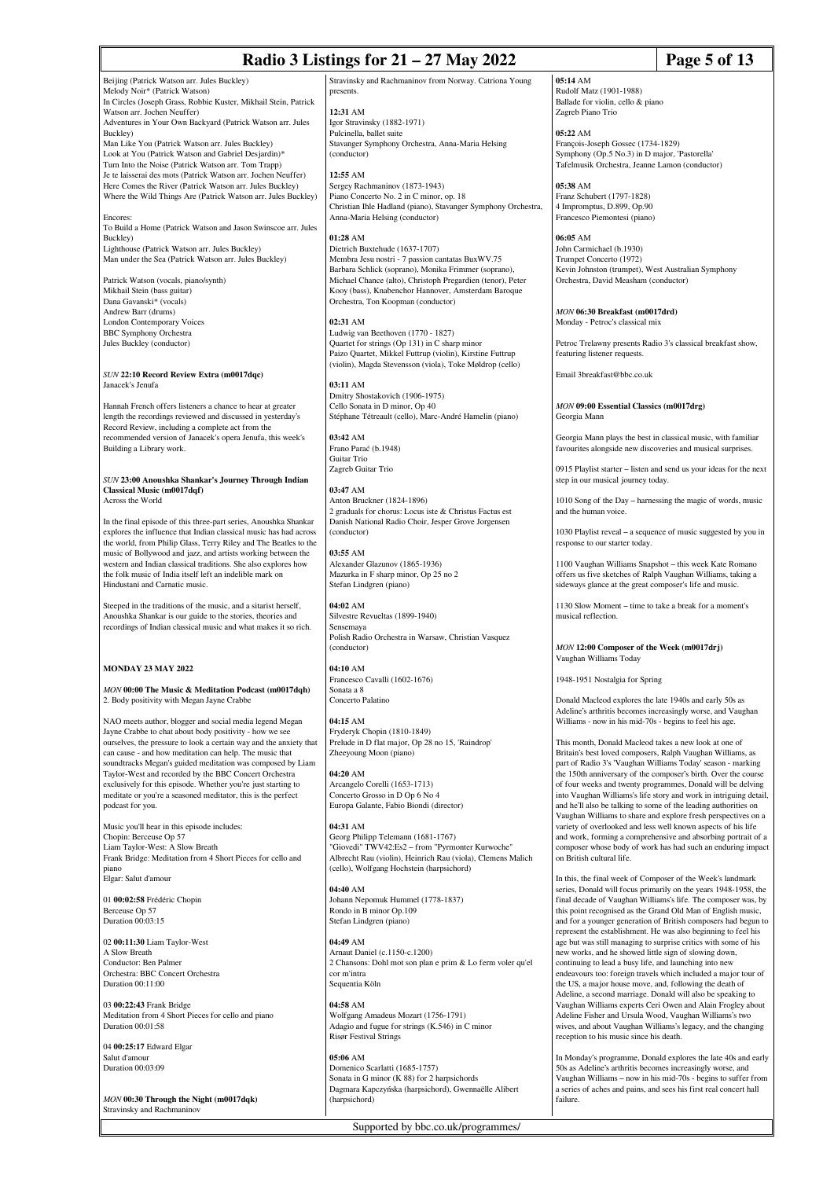Beijing (Patrick Watson arr. Jules Buckley)
Melody Noir* (Patrick Watson)
In Circles (Joseph Grass, Robbie Kuster, Mikhail Stein, Patrick Watson arr. Jochen Neuffer)
Adventures in Your Own Backyard (Patrick Watson arr. Jules Buckley)
Man Like You (Patrick Watson arr. Jules Buckley)
Look at You (Patrick Watson and Gabriel Desjardin)*
Turn Into the Noise (Patrick Watson arr. Tom Trapp)
Je te laisserai des mots (Patrick Watson arr. Jochen Neuffer)
Here Comes the River (Patrick Watson arr. Jules Buckley)
Where the Wild Things Are (Patrick Watson arr. Jules Buckley)

Encores:
To Build a Home (Patrick Watson and Jason Swinscoe arr. Jules Buckley)
Lighthouse (Patrick Watson arr. Jules Buckley)
Man under the Sea (Patrick Watson arr. Jules Buckley)

Patrick Watson (vocals, piano/synth)
Mikhail Stein (bass guitar)
Dana Gavanski* (vocals)
Andrew Barr (drums)
London Contemporary Voices
BBC Symphony Orchestra
Jules Buckley (conductor)

*SUN* **22:10 Record Review Extra (m0017dqc)**
Janacek's Jenufa

Hannah French offers listeners a chance to hear at greater length the recordings reviewed and discussed in yesterday's Record Review, including a complete act from the recommended version of Janacek's opera Jenufa, this week's Building a Library work.

*SUN* **23:00 Anoushka Shankar's Journey Through Indian Classical Music (m0017dqf)**
Across the World

In the final episode of this three-part series, Anoushka Shankar explores the influence that Indian classical music has had across the world, from Philip Glass, Terry Riley and The Beatles to the music of Bollywood and jazz, and artists working between the western and Indian classical traditions. She also explores how the folk music of India itself left an indelible mark on Hindustani and Carnatic music.

Steeped in the traditions of the music, and a sitarist herself, Anoushka Shankar is our guide to the stories, theories and recordings of Indian classical music and what makes it so rich.

**MONDAY 23 MAY 2022**

*MON* **00:00 The Music & Meditation Podcast (m0017dqh)**
2. Body positivity with Megan Jayne Crabbe

NAO meets author, blogger and social media legend Megan Jayne Crabbe to chat about body positivity - how we see ourselves, the pressure to look a certain way and the anxiety that can cause - and how meditation can help. The music that soundtracks Megan's guided meditation was composed by Liam Taylor-West and recorded by the BBC Concert Orchestra exclusively for this episode. Whether you're just starting to meditate or you're a seasoned meditator, this is the perfect podcast for you.

Music you'll hear in this episode includes:
Chopin: Berceuse Op 57
Liam Taylor-West: A Slow Breath
Frank Bridge: Meditation from 4 Short Pieces for cello and piano
Elgar: Salut d'amour

01 **00:02:58** Frédéric Chopin
Berceuse Op 57
Duration 00:03:15

02 **00:11:30** Liam Taylor-West
A Slow Breath
Conductor: Ben Palmer
Orchestra: BBC Concert Orchestra
Duration 00:11:00

03 **00:22:43** Frank Bridge
Meditation from 4 Short Pieces for cello and piano
Duration 00:01:58

04 **00:25:17** Edward Elgar
Salut d'amour
Duration 00:03:09

*MON* **00:30 Through the Night (m0017dqk)**
Stravinsky and Rachmaninov

Stravinsky and Rachmaninov from Norway. Catriona Young presents.

**12:31** AM
Igor Stravinsky (1882-1971)
Pulcinella, ballet suite
Stavanger Symphony Orchestra, Anna-Maria Helsing (conductor)

**12:55** AM
Sergey Rachmaninov (1873-1943)
Piano Concerto No. 2 in C minor, op. 18
Christian Ihle Hadland (piano), Stavanger Symphony Orchestra, Anna-Maria Helsing (conductor)

**01:28** AM
Dietrich Buxtehude (1637-1707)
Membra Jesu nostri - 7 passion cantatas BuxWV.75
Barbara Schlick (soprano), Monika Frimmer (soprano), Michael Chance (alto), Christoph Pregardien (tenor), Peter Kooy (bass), Knabenchor Hannover, Amsterdam Baroque Orchestra, Ton Koopman (conductor)

**02:31** AM
Ludwig van Beethoven (1770 - 1827)
Quartet for strings (Op 131) in C sharp minor
Paizo Quartet, Mikkel Futtrup (violin), Kirstine Futtrup (violin), Magda Stevensson (viola), Toke Møldrup (cello)

**03:11** AM
Dmitry Shostakovich (1906-1975)
Cello Sonata in D minor, Op 40
Stéphane Tétreault (cello), Marc-André Hamelin (piano)

**03:42** AM
Frano Parać (b.1948)
Guitar Trio
Zagreb Guitar Trio

**03:47** AM
Anton Bruckner (1824-1896)
2 graduals for chorus: Locus iste & Christus Factus est
Danish National Radio Choir, Jesper Grove Jorgensen (conductor)

**03:55** AM
Alexander Glazunov (1865-1936)
Mazurka in F sharp minor, Op 25 no 2
Stefan Lindgren (piano)

**04:02** AM
Silvestre Revueltas (1899-1940)
Sensemaya
Polish Radio Orchestra in Warsaw, Christian Vasquez (conductor)

**04:10** AM
Francesco Cavalli (1602-1676)
Sonata a 8
Concerto Palatino

**04:15** AM
Fryderyk Chopin (1810-1849)
Prelude in D flat major, Op 28 no 15, 'Raindrop'
Zheeyoung Moon (piano)

**04:20** AM
Arcangelo Corelli (1653-1713)
Concerto Grosso in D Op 6 No 4
Europa Galante, Fabio Biondi (director)

**04:31** AM
Georg Philipp Telemann (1681-1767)
"Giovedi" TWV42:Es2 – from "Pyrmonter Kurwoche"
Albrecht Rau (violin), Heinrich Rau (viola), Clemens Malich (cello), Wolfgang Hochstein (harpsichord)

**04:40** AM
Johann Nepomuk Hummel (1778-1837)
Rondo in B minor Op.109
Stefan Lindgren (piano)

**04:49** AM
Arnaut Daniel (c.1150-c.1200)
2 Chansons: Dohl mot son plan e prim & Lo ferm voler qu'el cor m'intra
Sequentia Köln

**04:58** AM
Wolfgang Amadeus Mozart (1756-1791)
Adagio and fugue for strings (K.546) in C minor
Risør Festival Strings

**05:06** AM
Domenico Scarlatti (1685-1757)
Sonata in G minor (K 88) for 2 harpsichords
Dagmara Kapczyńska (harpsichord), Gwennaëlle Alibert (harpsichord)

**05:14** AM
Rudolf Matz (1901-1988)
Ballade for violin, cello & piano
Zagreb Piano Trio

**05:22** AM
François-Joseph Gossec (1734-1829)
Symphony (Op.5 No.3) in D major, 'Pastorella'
Tafelmusik Orchestra, Jeanne Lamon (conductor)

**05:38** AM
Franz Schubert (1797-1828)
4 Impromptus, D.899, Op.90
Francesco Piemontesi (piano)

**06:05** AM
John Carmichael (b.1930)
Trumpet Concerto (1972)
Kevin Johnston (trumpet), West Australian Symphony Orchestra, David Measham (conductor)

*MON* **06:30 Breakfast (m0017drd)**
Monday - Petroc's classical mix

Petroc Trelawny presents Radio 3's classical breakfast show, featuring listener requests.

Email 3breakfast@bbc.co.uk

*MON* **09:00 Essential Classics (m0017drg)**
Georgia Mann

Georgia Mann plays the best in classical music, with familiar favourites alongside new discoveries and musical surprises.

0915 Playlist starter – listen and send us your ideas for the next step in our musical journey today.

1010 Song of the Day – harnessing the magic of words, music and the human voice.

1030 Playlist reveal – a sequence of music suggested by you in response to our starter today.

1100 Vaughan Williams Snapshot – this week Kate Romano offers us five sketches of Ralph Vaughan Williams, taking a sideways glance at the great composer's life and music.

1130 Slow Moment – time to take a break for a moment's musical reflection.

*MON* **12:00 Composer of the Week (m0017drj)**
Vaughan Williams Today

1948-1951 Nostalgia for Spring

Donald Macleod explores the late 1940s and early 50s as Adeline's arthritis becomes increasingly worse, and Vaughan Williams - now in his mid-70s - begins to feel his age.

This month, Donald Macleod takes a new look at one of Britain's best loved composers, Ralph Vaughan Williams, as part of Radio 3's 'Vaughan Williams Today' season - marking the 150th anniversary of the composer's birth. Over the course of four weeks and twenty programmes, Donald will be delving into Vaughan Williams's life story and work in intriguing detail, and he'll also be talking to some of the leading authorities on Vaughan Williams to share and explore fresh perspectives on a variety of overlooked and less well known aspects of his life and work, forming a comprehensive and absorbing portrait of a composer whose body of work has had such an enduring impact on British cultural life.

In this, the final week of Composer of the Week's landmark series, Donald will focus primarily on the years 1948-1958, the final decade of Vaughan Williams's life. The composer was, by this point recognised as the Grand Old Man of English music, and for a younger generation of British composers had begun to represent the establishment. He was also beginning to feel his age but was still managing to surprise critics with some of his new works, and he showed little sign of slowing down, continuing to lead a busy life, and launching into new endeavours too: foreign travels which included a major tour of the US, a major house move, and, following the death of Adeline, a second marriage. Donald will also be speaking to Vaughan Williams experts Ceri Owen and Alain Frogley about Adeline Fisher and Ursula Wood, Vaughan Williams's two wives, and about Vaughan Williams's legacy, and the changing reception to his music since his death.

In Monday's programme, Donald explores the late 40s and early 50s as Adeline's arthritis becomes increasingly worse, and Vaughan Williams – now in his mid-70s - begins to suffer from a series of aches and pains, and sees his first real concert hall failure.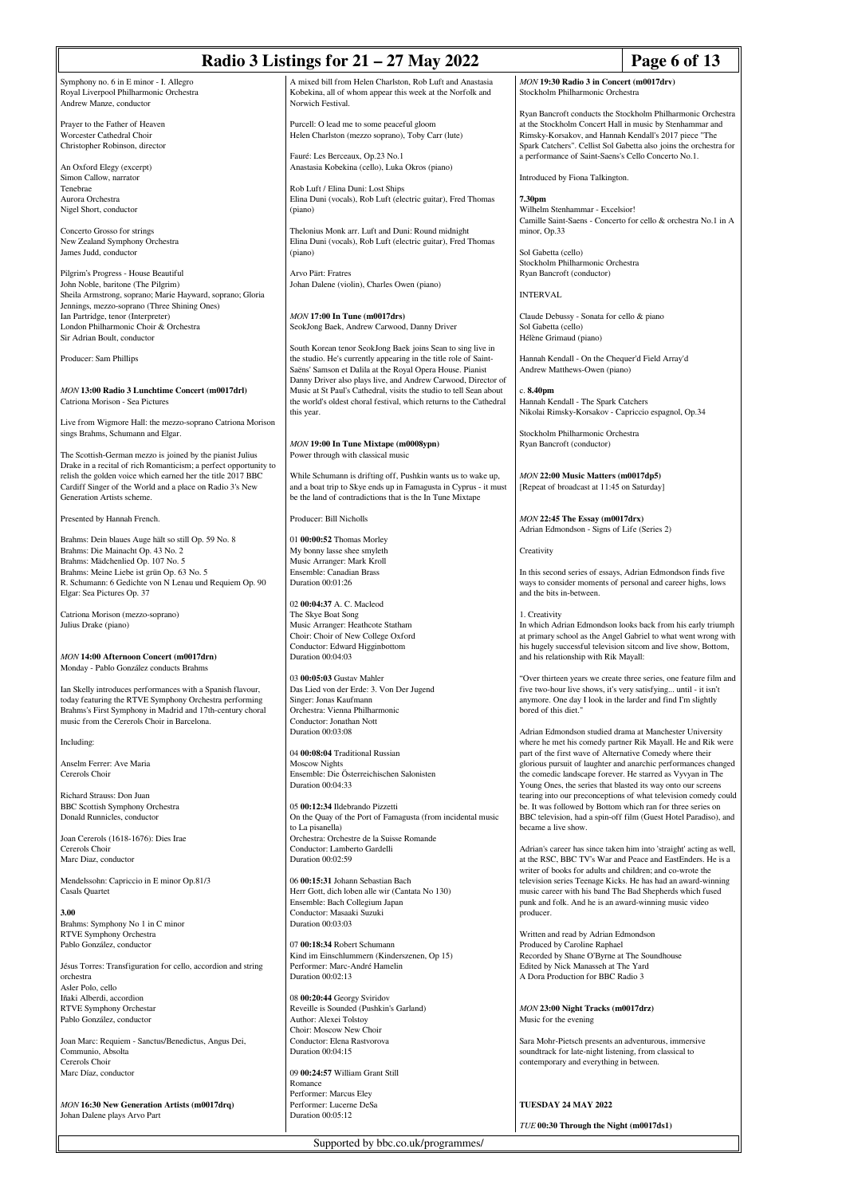Symphony no. 6 in E minor - I. Allegro
Royal Liverpool Philharmonic Orchestra
Andrew Manze, conductor

Prayer to the Father of Heaven
Worcester Cathedral Choir
Christopher Robinson, director

An Oxford Elegy (excerpt)
Simon Callow, narrator
Tenebrae
Aurora Orchestra
Nigel Short, conductor

Concerto Grosso for strings
New Zealand Symphony Orchestra
James Judd, conductor

Pilgrim's Progress - House Beautiful
John Noble, baritone (The Pilgrim)
Sheila Armstrong, soprano; Marie Hayward, soprano; Gloria Jennings, mezzo-soprano (Three Shining Ones)
Ian Partridge, tenor (Interpreter)
London Philharmonic Choir & Orchestra
Sir Adrian Boult, conductor

Producer: Sam Phillips

*MON* **13:00 Radio 3 Lunchtime Concert (m0017drl)**
Catriona Morison - Sea Pictures

Live from Wigmore Hall: the mezzo-soprano Catriona Morison sings Brahms, Schumann and Elgar.

The Scottish-German mezzo is joined by the pianist Julius Drake in a recital of rich Romanticism: a perfect opportunity to relish the golden voice which earned her the title 2017 BBC Cardiff Singer of the World and a place on Radio 3's New Generation Artists scheme.

Presented by Hannah French.

Brahms: Dein blaues Auge hält so still Op. 59 No. 8
Brahms: Die Mainacht Op. 43 No. 2
Brahms: Mädchenlied Op. 107 No. 5
Brahms: Meine Liebe ist grün Op. 63 No. 5
R. Schumann: 6 Gedichte von N Lenau und Requiem Op. 90
Elgar: Sea Pictures Op. 37

Catriona Morison (mezzo-soprano)
Julius Drake (piano)

*MON* **14:00 Afternoon Concert (m0017drn)**
Monday - Pablo González conducts Brahms

Ian Skelly introduces performances with a Spanish flavour, today featuring the RTVE Symphony Orchestra performing Brahms's First Symphony in Madrid and 17th-century choral music from the Cererols Choir in Barcelona.

Including:

Anselm Ferrer: Ave Maria
Cererols Choir

Richard Strauss: Don Juan
BBC Scottish Symphony Orchestra
Donald Runnicles, conductor

Joan Cererols (1618-1676): Dies Irae
Cererols Choir
Marc Diaz, conductor

Mendelssohn: Capriccio in E minor Op.81/3
Casals Quartet

**3.00**
Brahms: Symphony No 1 in C minor
RTVE Symphony Orchestra
Pablo González, conductor

Jésus Torres: Transfiguration for cello, accordion and string orchestra
Asler Polo, cello
Iñaki Alberdi, accordion
RTVE Symphony Orchestar
Pablo González, conductor

Joan Marc: Requiem - Sanctus/Benedictus, Angus Dei, Communio, Absolta
Cererols Choir
Marc Díaz, conductor

*MON* **16:30 New Generation Artists (m0017drq)**
Johan Dalene plays Arvo Part

A mixed bill from Helen Charlston, Rob Luft and Anastasia Kobekina, all of whom appear this week at the Norfolk and Norwich Festival.

Purcell: O lead me to some peaceful gloom
Helen Charlston (mezzo soprano), Toby Carr (lute)

Fauré: Les Berceaux, Op.23 No.1
Anastasia Kobekina (cello), Luka Okros (piano)

Rob Luft / Elina Duni: Lost Ships
Elina Duni (vocals), Rob Luft (electric guitar), Fred Thomas (piano)

Thelonius Monk arr. Luft and Duni: Round midnight
Elina Duni (vocals), Rob Luft (electric guitar), Fred Thomas (piano)

Arvo Pärt: Fratres
Johan Dalene (violin), Charles Owen (piano)

*MON* **17:00 In Tune (m0017drs)**
SeokJong Baek, Andrew Carwood, Danny Driver

South Korean tenor SeokJong Baek joins Sean to sing live in the studio. He's currently appearing in the title role of Saint-Saëns' Samson et Dalila at the Royal Opera House. Pianist Danny Driver also plays live, and Andrew Carwood, Director of Music at St Paul's Cathedral, visits the studio to tell Sean about the world's oldest choral festival, which returns to the Cathedral this year.

*MON* **19:00 In Tune Mixtape (m0008ypn)**
Power through with classical music

While Schumann is drifting off, Pushkin wants us to wake up, and a boat trip to Skye ends up in Famagusta in Cyprus - it must be the land of contradictions that is the In Tune Mixtape

Producer: Bill Nicholls

01 **00:00:52** Thomas Morley
My bonny lasse shee smyleth
Music Arranger: Mark Kroll
Ensemble: Canadian Brass
Duration 00:01:26

02 **00:04:37** A. C. Macleod
The Skye Boat Song
Music Arranger: Heathcote Statham
Choir: Choir of New College Oxford
Conductor: Edward Higginbottom
Duration 00:04:03

03 **00:05:03** Gustav Mahler
Das Lied von der Erde: 3. Von Der Jugend
Singer: Jonas Kaufmann
Orchestra: Vienna Philharmonic
Conductor: Jonathan Nott
Duration 00:03:08

04 **00:08:04** Traditional Russian
Moscow Nights
Ensemble: Die Österreichischen Salonisten
Duration 00:04:33

05 **00:12:34** Ildebrando Pizzetti
On the Quay of the Port of Famagusta (from incidental music to La pisanella)
Orchestra: Orchestre de la Suisse Romande
Conductor: Lamberto Gardelli
Duration 00:02:59

06 **00:15:31** Johann Sebastian Bach
Herr Gott, dich loben alle wir (Cantata No 130)
Ensemble: Bach Collegium Japan
Conductor: Masaaki Suzuki
Duration 00:03:03

07 **00:18:34** Robert Schumann
Kind im Einschlummern (Kinderszenen, Op 15)
Performer: Marc-André Hamelin
Duration 00:02:13

08 **00:20:44** Georgy Sviridov
Reveille is Sounded (Pushkin's Garland)
Author: Alexei Tolstoy
Choir: Moscow New Choir
Conductor: Elena Rastvorova
Duration 00:04:15

09 **00:24:57** William Grant Still
Romance
Performer: Marcus Eley
Performer: Lucerne DeSa
Duration 00:05:12

*MON* **19:30 Radio 3 in Concert (m0017drv)**
Stockholm Philharmonic Orchestra

Ryan Bancroft conducts the Stockholm Philharmonic Orchestra at the Stockholm Concert Hall in music by Stenhammar and Rimsky-Korsakov, and Hannah Kendall's 2017 piece "The Spark Catchers". Cellist Sol Gabetta also joins the orchestra for a performance of Saint-Saens's Cello Concerto No.1.

Introduced by Fiona Talkington.

**7.30pm**
Wilhelm Stenhammar - Excelsior!
Camille Saint-Saens - Concerto for cello & orchestra No.1 in A minor, Op.33

Sol Gabetta (cello)
Stockholm Philharmonic Orchestra
Ryan Bancroft (conductor)

INTERVAL

Claude Debussy - Sonata for cello & piano
Sol Gabetta (cello)
Hélène Grimaud (piano)

Hannah Kendall - On the Chequer'd Field Array'd
Andrew Matthews-Owen (piano)

c. **8.40pm**
Hannah Kendall - The Spark Catchers
Nikolai Rimsky-Korsakov - Capriccio espagnol, Op.34

Stockholm Philharmonic Orchestra
Ryan Bancroft (conductor)

*MON* **22:00 Music Matters (m0017dp5)**
[Repeat of broadcast at 11:45 on Saturday]

*MON* **22:45 The Essay (m0017drx)**
Adrian Edmondson - Signs of Life (Series 2)

Creativity

In this second series of essays, Adrian Edmondson finds five ways to consider moments of personal and career highs, lows and the bits in-between.

1. Creativity
In which Adrian Edmondson looks back from his early triumph at primary school as the Angel Gabriel to what went wrong with his hugely successful television sitcom and live show, Bottom, and his relationship with Rik Mayall:

"Over thirteen years we create three series, one feature film and five two-hour live shows, it's very satisfying... until - it isn't anymore. One day I look in the larder and find I'm slightly bored of this diet."

Adrian Edmondson studied drama at Manchester University where he met his comedy partner Rik Mayall. He and Rik were part of the first wave of Alternative Comedy where their glorious pursuit of laughter and anarchic performances changed the comedic landscape forever. He starred as Vyvyan in The Young Ones, the series that blasted its way onto our screens tearing into our preconceptions of what television comedy could be. It was followed by Bottom which ran for three series on BBC television, had a spin-off film (Guest Hotel Paradiso), and became a live show.

Adrian's career has since taken him into 'straight' acting as well, at the RSC, BBC TV's War and Peace and EastEnders. He is a writer of books for adults and children; and co-wrote the television series Teenage Kicks. He has had an award-winning music career with his band The Bad Shepherds which fused punk and folk. And he is an award-winning music video producer.

Written and read by Adrian Edmondson
Produced by Caroline Raphael
Recorded by Shane O'Byrne at The Soundhouse
Edited by Nick Manasseh at The Yard
A Dora Production for BBC Radio 3

*MON* **23:00 Night Tracks (m0017drz)**
Music for the evening

Sara Mohr-Pietsch presents an adventurous, immersive soundtrack for late-night listening, from classical to contemporary and everything in between.

**TUESDAY 24 MAY 2022**

*TUE* **00:30 Through the Night (m0017ds1)**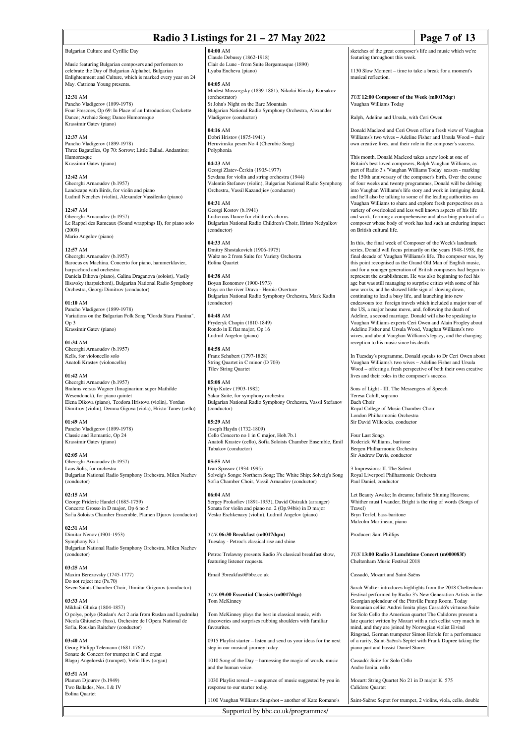Bulgarian Culture and Cyrillic Day

Music featuring Bulgarian composers and performers to celebrate the Day of Bulgarian Alphabet, Bulgarian Enlightenment and Culture, which is marked every year on 24 May. Catriona Young presents.

**12:31** AM
Pancho Vladigerov (1899-1978)
Four Frescoes, Op 69: In Place of an Introduction; Cockette Dance; Archaic Song; Dance Humoresque
Krassimir Gatev (piano)

**12:37** AM
Pancho Vladigerov (1899-1978)
Three Bagatelles, Op 70: Sorrow; Little Ballad. Andantino; Humoresque
Krassimir Gatev (piano)

**12:42** AM
Gheorghi Arnaoudov (b.1957)
Landscape with Birds, for violin and piano
Ludmil Nenchev (violin), Alexander Vassilenko (piano)

**12:47** AM
Gheorghi Arnaoudov (b.1957)
Le Rappel des Rameaux (Sound wrappings II), for piano solo (2009)
Mario Angelov (piano)

**12:57** AM
Gheorghi Arnaoudov (b.1957)
Barocus ex Machina. Concerto for piano, hammerklavier, harpsichord and orchestra
Daniela Dikova (piano), Galina Draganova (soloist), Vasily Ilisavsky (harpsichord), Bulgarian National Radio Symphony Orchestra, Georgi Dimitrov (conductor)

**01:10** AM
Pancho Vladigerov (1899-1978)
Variations on the Bulgarian Folk Song "Gorda Stara Pianina", Op 3
Krassimir Gatev (piano)

**01:34** AM
Gheorghi Arnaoudov (b.1957)
Kells, for violoncello solo
Anatoli Krastev (violoncello)

**01:42** AM
Gheorghi Arnaoudov (b.1957)
Brahms versus Wagner (Imaginarium super Mathilde Wesendonck), for piano quintet
Elena Dikova (piano), Teodora Hristova (violin), Yordan Dimitrov (violin), Demna Gigova (viola), Hristo Tanev (cello)

**01:49** AM
Pancho Vladigerov (1899-1978)
Classic and Romantic, Op 24
Krassimir Gatev (piano)

**02:05** AM
Gheorghi Arnaoudov (b.1957)
Laus Solis, for orchestra
Bulgarian National Radio Symphony Orchestra, Milen Nachev (conductor)

**02:15** AM
George Frideric Handel (1685-1759)
Concerto Grosso in D major, Op 6 no 5
Sofia Soloists Chamber Ensemble, Plamen Djurov (conductor)

**02:31** AM
Dimitar Nenov (1901-1953)
Symphony No 1
Bulgarian National Radio Symphony Orchestra, Milen Nachev (conductor)

**03:25** AM
Maxim Berezovsky (1745-1777)
Do not reject me (Ps.70)
Seven Saints Chamber Choir, Dimitar Grigorov (conductor)

**03:33** AM
Mikhail Glinka (1804-1857)
O polye, polye (Ruslan's Act 2 aria from Ruslan and Lyudmila)
Nicola Ghiuselev (bass), Orchestre de l'Opera National de Sofia, Rouslan Raitchev (conductor)

**03:40** AM
Georg Philipp Telemann (1681-1767)
Sonate de Concert for trumpet in C and organ
Blagoj Angelovski (trumpet), Velin Iliev (organ)

**03:51** AM
Plamen Djourov (b.1949)
Two Ballades, Nos. I & IV
Eolina Quartet

**04:00** AM
Claude Debussy (1862-1918)
Clair de Lune - from Suite Bergamasque (1890)
Lyuba Encheva (piano)

**04:05** AM
Modest Mussorgsky (1839-1881), Nikolai Rimsky-Korsakov (orchestrator)
St John's Night on the Bare Mountain
Bulgarian National Radio Symphony Orchestra, Alexander Vladigerov (conductor)

**04:16** AM
Dobri Hristov (1875-1941)
Heruvimska pesen No 4 (Cherubic Song)
Polyphonia

**04:23** AM
Georgi Zlatev-Čerkin (1905-1977)
Sevdana for violin and string orchestra (1944)
Valentin Stefanov (violin), Bulgarian National Radio Symphony Orchestra, Vassil Kazandjiev (conductor)

**04:31** AM
Georgi Kostov (b.1941)
Ludicrous Dance for children's chorus
Bulgarian National Radio Children's Choir, Hristo Nedyalkov (conductor)

**04:33** AM
Dmitry Shostakovich (1906-1975)
Waltz no 2 from Suite for Variety Orchestra
Eolina Quartet

**04:38** AM
Boyan Ikonomov (1900-1973)
Days on the river Drava - Heroic Overture
Bulgarian National Radio Symphony Orchestra, Mark Kadin (conductor)

**04:48** AM
Fryderyk Chopin (1810-1849)
Rondo in E flat major, Op 16
Ludmil Angelov (piano)

**04:58** AM
Franz Schubert (1797-1828)
String Quartet in C minor (D 703)
Tilev String Quartet

**05:08** AM
Filip Kutev (1903-1982)
Sakar Suite, for symphony orchestra
Bulgarian National Radio Symphony Orchestra, Vassil Stefanov (conductor)

**05:29** AM
Joseph Haydn (1732-1809)
Cello Concerto no 1 in C major, Hob.7b.1
Anatoli Krastev (cello), Sofia Soloists Chamber Ensemble, Emil Tabakov (conductor)

**05:55** AM
Ivan Spassov (1934-1995)
Solveig's Songs: Northern Song; The White Ship; Solveig's Song
Sofia Chamber Choir, Vassil Arnaudov (conductor)

**06:04** AM
Sergey Prokofiev (1891-1953), David Oistrakh (arranger)
Sonata for violin and piano no. 2 (Op.94bis) in D major
Vesko Eschkenazy (violin), Ludmil Angelov (piano)

*TUE* **06:30 Breakfast (m0017dqm)**
Tuesday - Petroc's classical rise and shine

Petroc Trelawny presents Radio 3's classical breakfast show, featuring listener requests.

Email 3breakfast@bbc.co.uk

*TUE* **09:00 Essential Classics (m0017dqp)**
Tom McKinney

Tom McKinney plays the best in classical music, with discoveries and surprises rubbing shoulders with familiar favourites.

0915 Playlist starter – listen and send us your ideas for the next step in our musical journey today.

1010 Song of the Day – harnessing the magic of words, music and the human voice.

1030 Playlist reveal – a sequence of music suggested by you in response to our starter today.

1100 Vaughan Williams Snapshot – another of Kate Romano's sketches of the great composer's life and music which we're featuring throughout this week.

1130 Slow Moment – time to take a break for a moment's musical reflection.

*TUE* **12:00 Composer of the Week (m0017dqr)**
Vaughan Williams Today

Ralph, Adeline and Ursula, with Ceri Owen

Donald Macleod and Ceri Owen offer a fresh view of Vaughan Williams's two wives – Adeline Fisher and Ursula Wood – their own creative lives, and their role in the composer's success.

This month, Donald Macleod takes a new look at one of Britain's best loved composers, Ralph Vaughan Williams, as part of Radio 3's 'Vaughan Williams Today' season - marking the 150th anniversary of the composer's birth. Over the course of four weeks and twenty programmes, Donald will be delving into Vaughan Williams's life story and work in intriguing detail, and he'll also be talking to some of the leading authorities on Vaughan Williams to share and explore fresh perspectives on a variety of overlooked and less well known aspects of his life and work, forming a comprehensive and absorbing portrait of a composer whose body of work has had such an enduring impact on British cultural life.

In this, the final week of Composer of the Week's landmark series, Donald will focus primarily on the years 1948-1958, the final decade of Vaughan Williams's life. The composer was, by this point recognised as the Grand Old Man of English music, and for a younger generation of British composers had begun to represent the establishment. He was also beginning to feel his age but was still managing to surprise critics with some of his new works, and he showed little sign of slowing down, continuing to lead a busy life, and launching into new endeavours too: foreign travels which included a major tour of the US, a major house move, and, following the death of Adeline, a second marriage. Donald will also be speaking to Vaughan Williams experts Ceri Owen and Alain Frogley about Adeline Fisher and Ursula Wood, Vaughan Williams's two wives, and about Vaughan Williams's legacy, and the changing reception to his music since his death.

In Tuesday's programme, Donald speaks to Dr Ceri Owen about Vaughan Williams's two wives – Adeline Fisher and Ursula Wood – offering a fresh perspective of both their own creative lives and their roles in the composer's success.

Sons of Light - III. The Messengers of Speech
Teresa Cahill, soprano
Bach Choir
Royal College of Music Chamber Choir
London Philharmonic Orchestra
Sir David Willcocks, conductor

Four Last Songs
Roderick Williams, baritone
Bergen Philharmonic Orchestra
Sir Andrew Davis, conductor

3 Impressions: II. The Solent
Royal Liverpool Philharmonic Orchestra
Paul Daniel, conductor

Let Beauty Awake; In dreams; Infinite Shining Heavens; Whither must I wander; Bright is the ring of words (Songs of Travel)
Bryn Terfel, bass-baritone
Malcolm Martineau, piano

Producer: Sam Phillips

*TUE* **13:00 Radio 3 Lunchtime Concert (m000083f)**
Cheltenham Music Festival 2018

Cassadó, Mozart and Saint-Saëns

Sarah Walker introduces highlights from the 2018 Cheltenham Festival performed by Radio 3's New Generation Artists in the Georgian splendour of the Pittville Pump Room. Today Romanian cellist Andrei Ionita plays Cassadó's virtuoso Suite for Solo Cello the American quartet The Calidores present a late quartet written by Mozart with a rich cellist very much in mind, and they are joined by Norwegian violist Eivind Ringstad, German trumpeter Simon Hofele for a performance of a rarity, Saint-Saëns's Septet with Frank Dupree taking the piano part and bassist Daniel Storer.

Cassadó: Suite for Solo Cello
Andre Ionita, cello

Mozart: String Quartet No 21 in D major K. 575
Calidore Quartet

Saint-Saëns: Septet for trumpet, 2 violins, viola, cello, double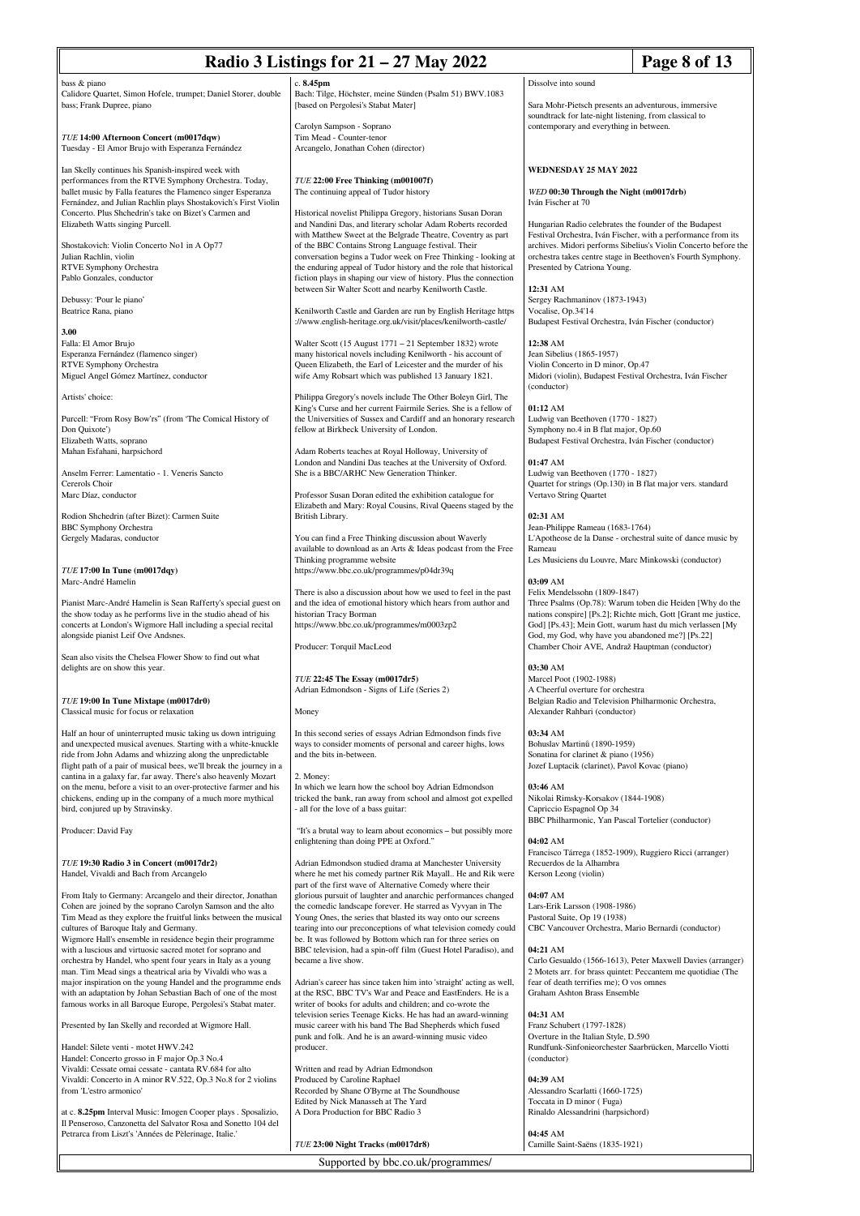bass & piano
Calidore Quartet, Simon Hofele, trumpet; Daniel Storer, double bass; Frank Dupree, piano

*TUE* **14:00 Afternoon Concert (m0017dqw)**
Tuesday - El Amor Brujo with Esperanza Fernández

Ian Skelly continues his Spanish-inspired week with performances from the RTVE Symphony Orchestra. Today, ballet music by Falla features the Flamenco singer Esperanza Fernández, and Julian Rachlin plays Shostakovich's First Violin Concerto. Plus Shchedrin's take on Bizet's Carmen and Elizabeth Watts singing Purcell.

Shostakovich: Violin Concerto No1 in A Op77
Julian Rachlin, violin
RTVE Symphony Orchestra
Pablo Gonzales, conductor

Debussy: 'Pour le piano'
Beatrice Rana, piano

**3.00**
Falla: El Amor Brujo
Esperanza Fernández (flamenco singer)
RTVE Symphony Orchestra
Miguel Angel Gómez Martínez, conductor

Artists' choice:

Purcell: "From Rosy Bow'rs" (from 'The Comical History of Don Quixote')
Elizabeth Watts, soprano
Mahan Esfahani, harpsichord

Anselm Ferrer: Lamentatio - 1. Veneris Sancto
Cererols Choir
Marc Díaz, conductor

Rodion Shchedrin (after Bizet): Carmen Suite
BBC Symphony Orchestra
Gergely Madaras, conductor

*TUE* **17:00 In Tune (m0017dqy)**
Marc-André Hamelin

Pianist Marc-André Hamelin is Sean Rafferty's special guest on the show today as he performs live in the studio ahead of his concerts at London's Wigmore Hall including a special recital alongside pianist Leif Ove Andsnes.

Sean also visits the Chelsea Flower Show to find out what delights are on show this year.

*TUE* **19:00 In Tune Mixtape (m0017dr0)**
Classical music for focus or relaxation

Half an hour of uninterrupted music taking us down intriguing and unexpected musical avenues. Starting with a white-knuckle ride from John Adams and whizzing along the unpredictable flight path of a pair of musical bees, we'll break the journey in a cantina in a galaxy far, far away. There's also heavenly Mozart on the menu, before a visit to an over-protective farmer and his chickens, ending up in the company of a much more mythical bird, conjured up by Stravinsky.

Producer: David Fay

*TUE* **19:30 Radio 3 in Concert (m0017dr2)**
Handel, Vivaldi and Bach from Arcangelo

From Italy to Germany: Arcangelo and their director, Jonathan Cohen are joined by the soprano Carolyn Samson and the alto Tim Mead as they explore the fruitful links between the musical cultures of Baroque Italy and Germany.
Wigmore Hall's ensemble in residence begin their programme with a luscious and virtuosic sacred motet for soprano and orchestra by Handel, who spent four years in Italy as a young man. Tim Mead sings a theatrical aria by Vivaldi who was a major inspiration on the young Handel and the programme ends with an adaptation by Johan Sebastian Bach of one of the most famous works in all Baroque Europe, Pergolesi's Stabat Mater.

Presented by Ian Skelly and recorded at Wigmore Hall.

Handel: Silete venti - motet HWV.242
Handel: Concerto grosso in F major Op.3 No.4
Vivaldi: Cessate omai cessate - cantata RV.684 for alto
Vivaldi: Concerto in A minor RV.522, Op.3 No.8 for 2 violins from 'L'estro armonico'

at c. **8.25pm** Interval Music: Imogen Cooper plays . Sposalizio, Il Penseroso, Canzonetta del Salvator Rosa and Sonetto 104 del Petrarca from Liszt's 'Années de Pèlerinage, Italie.'

c. **8.45pm**
Bach: Tilge, Höchster, meine Sünden (Psalm 51) BWV.1083 [based on Pergolesi's Stabat Mater]

Carolyn Sampson - Soprano
Tim Mead - Counter-tenor
Arcangelo, Jonathan Cohen (director)

*TUE* **22:00 Free Thinking (m001007f)**
The continuing appeal of Tudor history

Historical novelist Philippa Gregory, historians Susan Doran and Nandini Das, and literary scholar Adam Roberts recorded with Matthew Sweet at the Belgrade Theatre, Coventry as part of the BBC Contains Strong Language festival. Their conversation begins a Tudor week on Free Thinking - looking at the enduring appeal of Tudor history and the role that historical fiction plays in shaping our view of history. Plus the connection between Sir Walter Scott and nearby Kenilworth Castle.

Kenilworth Castle and Garden are run by English Heritage https ://www.english-heritage.org.uk/visit/places/kenilworth-castle/

Walter Scott (15 August 1771 – 21 September 1832) wrote many historical novels including Kenilworth - his account of Queen Elizabeth, the Earl of Leicester and the murder of his wife Amy Robsart which was published 13 January 1821.

Philippa Gregory's novels include The Other Boleyn Girl, The King's Curse and her current Fairmile Series. She is a fellow of the Universities of Sussex and Cardiff and an honorary research fellow at Birkbeck University of London.

Adam Roberts teaches at Royal Holloway, University of London and Nandini Das teaches at the University of Oxford. She is a BBC/ARHC New Generation Thinker.

Professor Susan Doran edited the exhibition catalogue for Elizabeth and Mary: Royal Cousins, Rival Queens staged by the British Library.

You can find a Free Thinking discussion about Waverly available to download as an Arts & Ideas podcast from the Free Thinking programme website
https://www.bbc.co.uk/programmes/p04dr39q

There is also a discussion about how we used to feel in the past and the idea of emotional history which hears from author and historian Tracy Borman
https://www.bbc.co.uk/programmes/m0003zp2

Producer: Torquil MacLeod

*TUE* **22:45 The Essay (m0017dr5)**
Adrian Edmondson - Signs of Life (Series 2)

Money

In this second series of essays Adrian Edmondson finds five ways to consider moments of personal and career highs, lows and the bits in-between.

2. Money:
In which we learn how the school boy Adrian Edmondson tricked the bank, ran away from school and almost got expelled - all for the love of a bass guitar:

"It's a brutal way to learn about economics – but possibly more enlightening than doing PPE at Oxford."

Adrian Edmondson studied drama at Manchester University where he met his comedy partner Rik Mayall.. He and Rik were part of the first wave of Alternative Comedy where their glorious pursuit of laughter and anarchic performances changed the comedic landscape forever. He starred as Vyvyan in The Young Ones, the series that blasted its way onto our screens tearing into our preconceptions of what television comedy could be. It was followed by Bottom which ran for three series on BBC television, had a spin-off film (Guest Hotel Paradiso), and became a live show.

Adrian's career has since taken him into 'straight' acting as well, at the RSC, BBC TV's War and Peace and EastEnders. He is a writer of books for adults and children; and co-wrote the television series Teenage Kicks. He has had an award-winning music career with his band The Bad Shepherds which fused punk and folk. And he is an award-winning music video producer.

Written and read by Adrian Edmondson
Produced by Caroline Raphael
Recorded by Shane O'Byrne at The Soundhouse
Edited by Nick Manasseh at The Yard
A Dora Production for BBC Radio 3

*TUE* **23:00 Night Tracks (m0017dr8)**
Dissolve into sound

Sara Mohr-Pietsch presents an adventurous, immersive soundtrack for late-night listening, from classical to contemporary and everything in between.

## WEDNESDAY 25 MAY 2022

*WED* **00:30 Through the Night (m0017drb)**
Iván Fischer at 70

Hungarian Radio celebrates the founder of the Budapest Festival Orchestra, Iván Fischer, with a performance from its archives. Midori performs Sibelius's Violin Concerto before the orchestra takes centre stage in Beethoven's Fourth Symphony. Presented by Catriona Young.

**12:31** AM
Sergey Rachmaninov (1873-1943)
Vocalise, Op.34'14
Budapest Festival Orchestra, Iván Fischer (conductor)

**12:38** AM
Jean Sibelius (1865-1957)
Violin Concerto in D minor, Op.47
Midori (violin), Budapest Festival Orchestra, Iván Fischer (conductor)

**01:12** AM
Ludwig van Beethoven (1770 - 1827)
Symphony no.4 in B flat major, Op.60
Budapest Festival Orchestra, Iván Fischer (conductor)

**01:47** AM
Ludwig van Beethoven (1770 - 1827)
Quartet for strings (Op.130) in B flat major vers. standard
Vertavo String Quartet

**02:31** AM
Jean-Philippe Rameau (1683-1764)
L'Apotheose de la Danse - orchestral suite of dance music by Rameau
Les Musiciens du Louvre, Marc Minkowski (conductor)

**03:09** AM
Felix Mendelssohn (1809-1847)
Three Psalms (Op.78): Warum toben die Heiden [Why do the nations conspire] [Ps.2]; Richte mich, Gott [Grant me justice, God] [Ps.43]; Mein Gott, warum hast du mich verlassen [My God, my God, why have you abandoned me?] [Ps.22]
Chamber Choir AVE, Andraž Hauptman (conductor)

**03:30** AM
Marcel Poot (1902-1988)
A Cheerful overture for orchestra
Belgian Radio and Television Philharmonic Orchestra, Alexander Rahbari (conductor)

**03:34** AM
Bohuslav Martinů (1890-1959)
Sonatina for clarinet & piano (1956)
Jozef Luptacik (clarinet), Pavol Kovac (piano)

**03:46** AM
Nikolai Rimsky-Korsakov (1844-1908)
Capriccio Espagnol Op 34
BBC Philharmonic, Yan Pascal Tortelier (conductor)

**04:02** AM
Francisco Tárrega (1852-1909), Ruggiero Ricci (arranger)
Recuerdos de la Alhambra
Kerson Leong (violin)

**04:07** AM
Lars-Erik Larsson (1908-1986)
Pastoral Suite, Op 19 (1938)
CBC Vancouver Orchestra, Mario Bernardi (conductor)

**04:21** AM
Carlo Gesualdo (1566-1613), Peter Maxwell Davies (arranger)
2 Motets arr. for brass quintet: Peccantem me quotidiae (The fear of death terrifies me); O vos omnes
Graham Ashton Brass Ensemble

**04:31** AM
Franz Schubert (1797-1828)
Overture in the Italian Style, D.590
Rundfunk-Sinfonieorchester Saarbrücken, Marcello Viotti (conductor)

**04:39** AM
Alessandro Scarlatti (1660-1725)
Toccata in D minor ( Fuga)
Rinaldo Alessandrini (harpsichord)

**04:45** AM
Camille Saint-Saëns (1835-1921)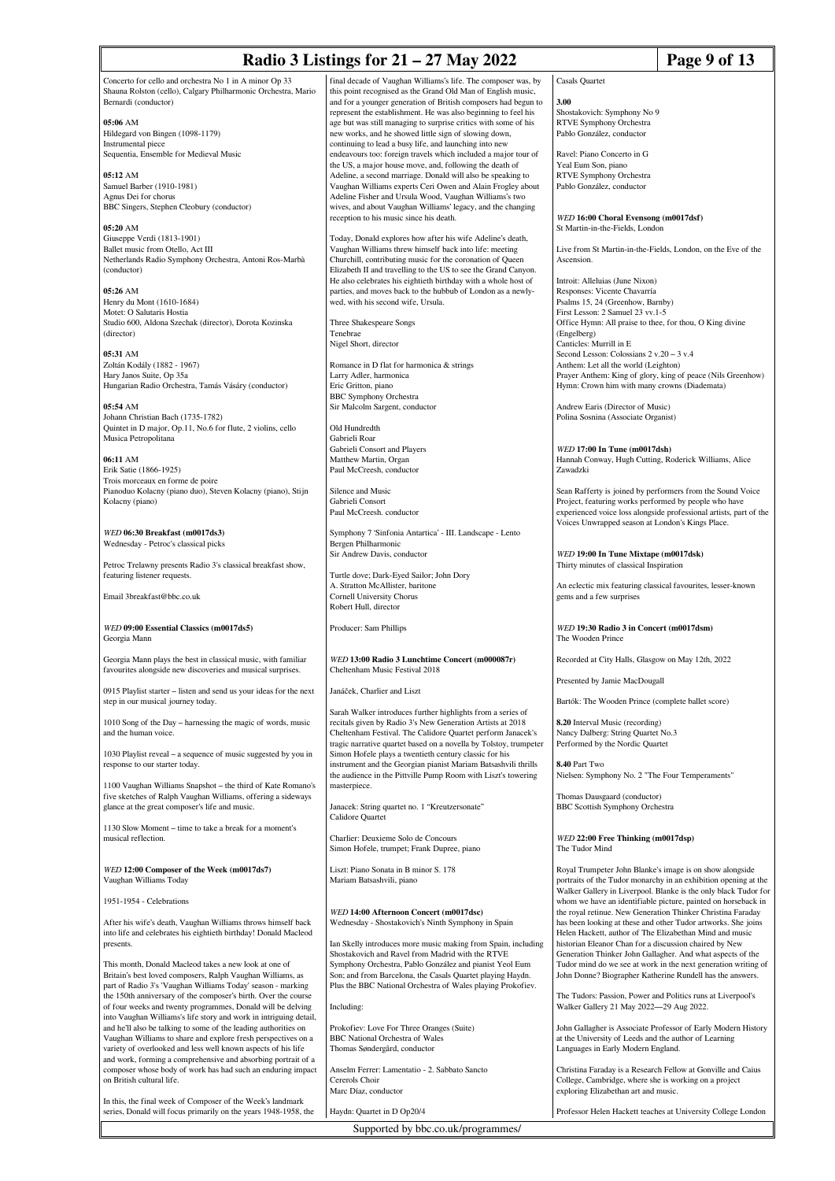Concerto for cello and orchestra No 1 in A minor Op 33
Shauna Rolston (cello), Calgary Philharmonic Orchestra, Mario Bernardi (conductor)

**05:06** AM
Hildegard von Bingen (1098-1179)
Instrumental piece
Sequentia, Ensemble for Medieval Music

**05:12** AM
Samuel Barber (1910-1981)
Agnus Dei for chorus
BBC Singers, Stephen Cleobury (conductor)

**05:20** AM
Giuseppe Verdi (1813-1901)
Ballet music from Otello, Act III
Netherlands Radio Symphony Orchestra, Antoni Ros-Marbà (conductor)

**05:26** AM
Henry du Mont (1610-1684)
Motet: O Salutaris Hostia
Studio 600, Aldona Szechak (director), Dorota Kozinska (director)

**05:31** AM
Zoltán Kodály (1882 - 1967)
Hary Janos Suite, Op 35a
Hungarian Radio Orchestra, Tamás Vásáry (conductor)

**05:54** AM
Johann Christian Bach (1735-1782)
Quintet in D major, Op.11, No.6 for flute, 2 violins, cello
Musica Petropolitana

**06:11** AM
Erik Satie (1866-1925)
Trois morceaux en forme de poire
Pianoduo Kolacny (piano duo), Steven Kolacny (piano), Stijn Kolacny (piano)

*WED* **06:30 Breakfast (m0017ds3)**
Wednesday - Petroc's classical picks

Petroc Trelawny presents Radio 3's classical breakfast show, featuring listener requests.

Email 3breakfast@bbc.co.uk

*WED* **09:00 Essential Classics (m0017ds5)**
Georgia Mann

Georgia Mann plays the best in classical music, with familiar favourites alongside new discoveries and musical surprises.

0915 Playlist starter – listen and send us your ideas for the next step in our musical journey today.

1010 Song of the Day – harnessing the magic of words, music and the human voice.

1030 Playlist reveal – a sequence of music suggested by you in response to our starter today.

1100 Vaughan Williams Snapshot – the third of Kate Romano's five sketches of Ralph Vaughan Williams, offering a sideways glance at the great composer's life and music.

1130 Slow Moment – time to take a break for a moment's musical reflection.

*WED* **12:00 Composer of the Week (m0017ds7)**
Vaughan Williams Today

1951-1954 - Celebrations

After his wife's death, Vaughan Williams throws himself back into life and celebrates his eightieth birthday! Donald Macleod presents.

This month, Donald Macleod takes a new look at one of Britain's best loved composers, Ralph Vaughan Williams, as part of Radio 3's 'Vaughan Williams Today' season - marking the 150th anniversary of the composer's birth. Over the course of four weeks and twenty programmes, Donald will be delving into Vaughan Williams's life story and work in intriguing detail, and he'll also be talking to some of the leading authorities on Vaughan Williams to share and explore fresh perspectives on a variety of overlooked and less well known aspects of his life and work, forming a comprehensive and absorbing portrait of a composer whose body of work has had such an enduring impact on British cultural life.

In this, the final week of Composer of the Week's landmark series, Donald will focus primarily on the years 1948-1958, the final decade of Vaughan Williams's life. The composer was, by this point recognised as the Grand Old Man of English music, and for a younger generation of British composers had begun to represent the establishment. He was also beginning to feel his age but was still managing to surprise critics with some of his new works, and he showed little sign of slowing down, continuing to lead a busy life, and launching into new endeavours too: foreign travels which included a major tour of the US, a major house move, and, following the death of Adeline, a second marriage. Donald will also be speaking to Vaughan Williams experts Ceri Owen and Alain Frogley about Adeline Fisher and Ursula Wood, Vaughan Williams's two wives, and about Vaughan Williams' legacy, and the changing reception to his music since his death.

Today, Donald explores how after his wife Adeline's death, Vaughan Williams threw himself back into life: meeting Churchill, contributing music for the coronation of Queen Elizabeth II and travelling to the US to see the Grand Canyon. He also celebrates his eightieth birthday with a whole host of parties, and moves back to the hubbub of London as a newly-wed, with his second wife, Ursula.

Three Shakespeare Songs
Tenebrae
Nigel Short, director

Romance in D flat for harmonica & strings
Larry Adler, harmonica
Eric Gritton, piano
BBC Symphony Orchestra
Sir Malcolm Sargent, conductor

Old Hundredth
Gabrieli Roar
Gabrieli Consort and Players
Matthew Martin, Organ
Paul McCreesh, conductor

Silence and Music
Gabrieli Consort
Paul McCreesh. conductor

Symphony 7 'Sinfonia Antartica' - III. Landscape - Lento
Bergen Philharmonic
Sir Andrew Davis, conductor

Turtle dove; Dark-Eyed Sailor; John Dory
A. Stratton McAllister, baritone
Cornell University Chorus
Robert Hull, director

Producer: Sam Phillips

*WED* **13:00 Radio 3 Lunchtime Concert (m000087r)**
Cheltenham Music Festival 2018

Janáček, Charlier and Liszt

Sarah Walker introduces further highlights from a series of recitals given by Radio 3's New Generation Artists at 2018 Cheltenham Festival. The Calidore Quartet perform Janacek's tragic narrative quartet based on a novella by Tolstoy, trumpeter Simon Hofele plays a twentieth century classic for his instrument and the Georgian pianist Mariam Batsashvili thrills the audience in the Pittville Pump Room with Liszt's towering masterpiece.

Janacek: String quartet no. 1 "Kreutzersonate"
Calidore Quartet

Charlier: Deuxieme Solo de Concours
Simon Hofele, trumpet; Frank Dupree, piano

Liszt: Piano Sonata in B minor S. 178
Mariam Batsashvili, piano

*WED* **14:00 Afternoon Concert (m0017dsc)**
Wednesday - Shostakovich's Ninth Symphony in Spain

Ian Skelly introduces more music making from Spain, including Shostakovich and Ravel from Madrid with the RTVE Symphony Orchestra, Pablo González and pianist Yeol Eum Son; and from Barcelona, the Casals Quartet playing Haydn. Plus the BBC National Orchestra of Wales playing Prokofiev.

Including:

Prokofiev: Love For Three Oranges (Suite)
BBC National Orchestra of Wales
Thomas Søndergård, conductor

Anselm Ferrer: Lamentatio - 2. Sabbato Sancto
Cererols Choir
Marc Díaz, conductor

Haydn: Quartet in D Op20/4
Casals Quartet

**3.00**
Shostakovich: Symphony No 9
RTVE Symphony Orchestra
Pablo González, conductor

Ravel: Piano Concerto in G
Yeal Eum Son, piano
RTVE Symphony Orchestra
Pablo González, conductor

*WED* **16:00 Choral Evensong (m0017dsf)**
St Martin-in-the-Fields, London

Live from St Martin-in-the-Fields, London, on the Eve of the Ascension.

Introit: Alleluias (June Nixon)
Responses: Vicente Chavarría
Psalms 15, 24 (Greenhow, Barnby)
First Lesson: 2 Samuel 23 vv.1-5
Office Hymn: All praise to thee, for thou, O King divine (Engelberg)
Canticles: Murrill in E
Second Lesson: Colossians 2 v.20 – 3 v.4
Anthem: Let all the world (Leighton)
Prayer Anthem: King of glory, king of peace (Nils Greenhow)
Hymn: Crown him with many crowns (Diademata)

Andrew Earis (Director of Music)
Polina Sosnina (Associate Organist)

*WED* **17:00 In Tune (m0017dsh)**
Hannah Conway, Hugh Cutting, Roderick Williams, Alice Zawadzki

Sean Rafferty is joined by performers from the Sound Voice Project, featuring works performed by people who have experienced voice loss alongside professional artists, part of the Voices Unwrapped season at London's Kings Place.

*WED* **19:00 In Tune Mixtape (m0017dsk)**
Thirty minutes of classical Inspiration

An eclectic mix featuring classical favourites, lesser-known gems and a few surprises

*WED* **19:30 Radio 3 in Concert (m0017dsm)**
The Wooden Prince

Recorded at City Halls, Glasgow on May 12th, 2022

Presented by Jamie MacDougall

Bartók: The Wooden Prince (complete ballet score)

**8.20** Interval Music (recording)
Nancy Dalberg: String Quartet No.3
Performed by the Nordic Quartet

**8.40** Part Two
Nielsen: Symphony No. 2 "The Four Temperaments"

Thomas Dausgaard (conductor)
BBC Scottish Symphony Orchestra

*WED* **22:00 Free Thinking (m0017dsp)**
The Tudor Mind

Royal Trumpeter John Blanke's image is on show alongside portraits of the Tudor monarchy in an exhibition opening at the Walker Gallery in Liverpool. Blanke is the only black Tudor for whom we have an identifiable picture, painted on horseback in the royal retinue. New Generation Thinker Christina Faraday has been looking at these and other Tudor artworks. She joins Helen Hackett, author of The Elizabethan Mind and music historian Eleanor Chan for a discussion chaired by New Generation Thinker John Gallagher. And what aspects of the Tudor mind do we see at work in the next generation writing of John Donne? Biographer Katherine Rundell has the answers.

The Tudors: Passion, Power and Politics runs at Liverpool's Walker Gallery 21 May 2022—29 Aug 2022.

John Gallagher is Associate Professor of Early Modern History at the University of Leeds and the author of Learning Languages in Early Modern England.

Christina Faraday is a Research Fellow at Gonville and Caius College, Cambridge, where she is working on a project exploring Elizabethan art and music.

Professor Helen Hackett teaches at University College London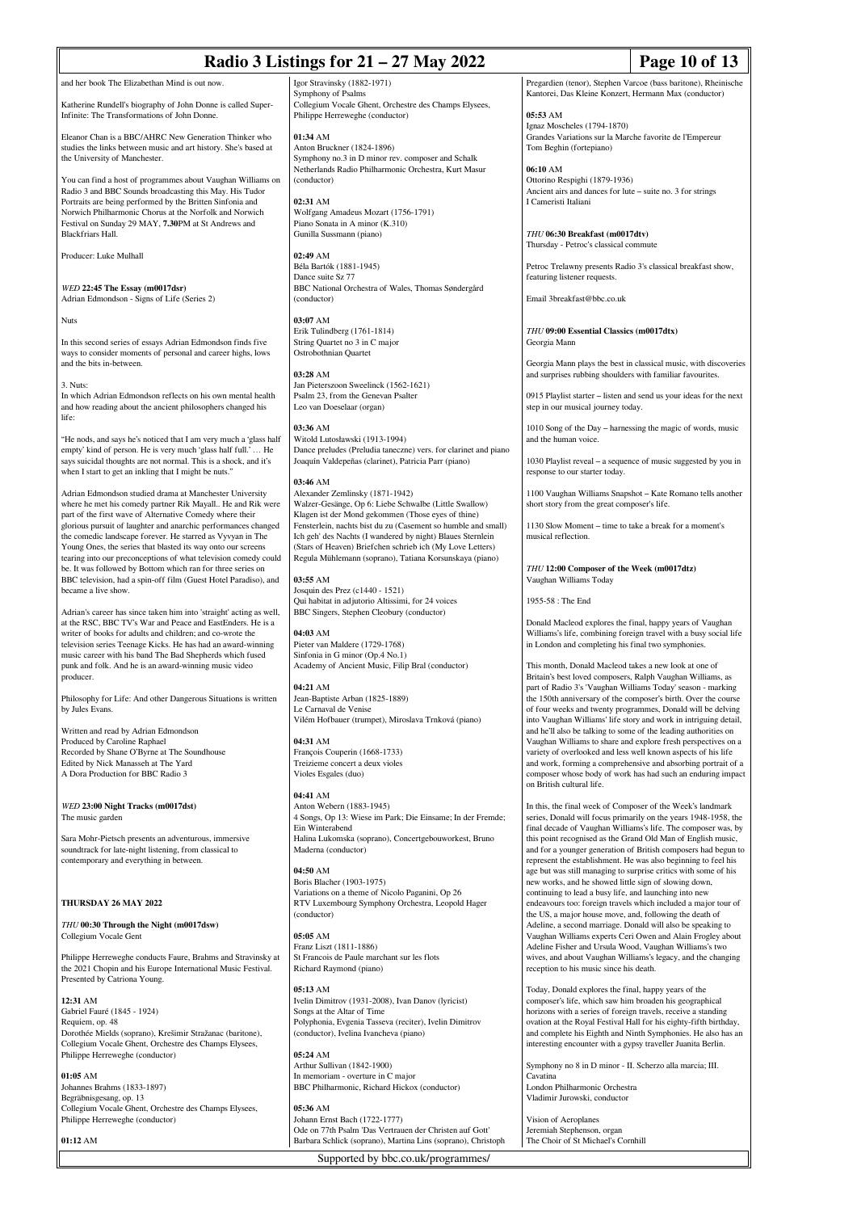and her book The Elizabethan Mind is out now.

Katherine Rundell's biography of John Donne is called Super-Infinite: The Transformations of John Donne.

Eleanor Chan is a BBC/AHRC New Generation Thinker who studies the links between music and art history. She's based at the University of Manchester.

You can find a host of programmes about Vaughan Williams on Radio 3 and BBC Sounds broadcasting this May. His Tudor Portraits are being performed by the Britten Sinfonia and Norwich Philharmonic Chorus at the Norfolk and Norwich Festival on Sunday 29 MAY, **7.30**PM at St Andrews and Blackfriars Hall.

Producer: Luke Mulhall

*WED* **22:45 The Essay (m0017dsr)**
Adrian Edmondson - Signs of Life (Series 2)

Nuts

In this second series of essays Adrian Edmondson finds five ways to consider moments of personal and career highs, lows and the bits in-between.

3. Nuts:
In which Adrian Edmondson reflects on his own mental health and how reading about the ancient philosophers changed his life:

"He nods, and says he's noticed that I am very much a 'glass half empty' kind of person. He is very much 'glass half full.' … He says suicidal thoughts are not normal. This is a shock, and it's when I start to get an inkling that I might be nuts."

Adrian Edmondson studied drama at Manchester University where he met his comedy partner Rik Mayall.. He and Rik were part of the first wave of Alternative Comedy where their glorious pursuit of laughter and anarchic performances changed the comedic landscape forever. He starred as Vyvyan in The Young Ones, the series that blasted its way onto our screens tearing into our preconceptions of what television comedy could be. It was followed by Bottom which ran for three series on BBC television, had a spin-off film (Guest Hotel Paradiso), and became a live show.

Adrian's career has since taken him into 'straight' acting as well, at the RSC, BBC TV's War and Peace and EastEnders. He is a writer of books for adults and children; and co-wrote the television series Teenage Kicks. He has had an award-winning music career with his band The Bad Shepherds which fused punk and folk. And he is an award-winning music video producer.

Philosophy for Life: And other Dangerous Situations is written by Jules Evans.

Written and read by Adrian Edmondson
Produced by Caroline Raphael
Recorded by Shane O'Byrne at The Soundhouse
Edited by Nick Manasseh at The Yard
A Dora Production for BBC Radio 3

*WED* **23:00 Night Tracks (m0017dst)**
The music garden

Sara Mohr-Pietsch presents an adventurous, immersive soundtrack for late-night listening, from classical to contemporary and everything in between.

## THURSDAY 26 MAY 2022

*THU* **00:30 Through the Night (m0017dsw)**
Collegium Vocale Gent

Philippe Herreweghe conducts Faure, Brahms and Stravinsky at the 2021 Chopin and his Europe International Music Festival. Presented by Catriona Young.

**12:31** AM
Gabriel Fauré (1845 - 1924)
Requiem, op. 48
Dorothée Mields (soprano), Krešimir Stražanac (baritone), Collegium Vocale Ghent, Orchestre des Champs Elysees, Philippe Herreweghe (conductor)

**01:05** AM
Johannes Brahms (1833-1897)
Begräbnisgesang, op. 13
Collegium Vocale Ghent, Orchestre des Champs Elysees, Philippe Herreweghe (conductor)

**01:12** AM
Igor Stravinsky (1882-1971)
Symphony of Psalms
Collegium Vocale Ghent, Orchestre des Champs Elysees, Philippe Herreweghe (conductor)

**01:34** AM
Anton Bruckner (1824-1896)
Symphony no.3 in D minor rev. composer and Schalk
Netherlands Radio Philharmonic Orchestra, Kurt Masur (conductor)

**02:31** AM
Wolfgang Amadeus Mozart (1756-1791)
Piano Sonata in A minor (K.310)
Gunilla Sussmann (piano)

**02:49** AM
Béla Bartók (1881-1945)
Dance suite Sz 77
BBC National Orchestra of Wales, Thomas Søndergård (conductor)

**03:07** AM
Erik Tulindberg (1761-1814)
String Quartet no 3 in C major
Ostrobothnian Quartet

**03:28** AM
Jan Pieterszoon Sweelinck (1562-1621)
Psalm 23, from the Genevan Psalter
Leo van Doeselaar (organ)

**03:36** AM
Witold Lutosławski (1913-1994)
Dance preludes (Preludia taneczne) vers. for clarinet and piano
Joaquín Valdepeñas (clarinet), Patricia Parr (piano)

**03:46** AM
Alexander Zemlinsky (1871-1942)
Walzer-Gesänge, Op 6: Liebe Schwalbe (Little Swallow)
Klagen ist der Mond gekommen (Those eyes of thine)
Fensterlein, nachts bist du zu (Casement so humble and small)
Ich geh' des Nachts (I wandered by night) Blaues Sternlein (Stars of Heaven) Briefchen schrieb ich (My Love Letters)
Regula Mühlemann (soprano), Tatiana Korsunskaya (piano)

**03:55** AM
Josquin des Prez (c1440 - 1521)
Qui habitat in adjutorio Altissimi, for 24 voices
BBC Singers, Stephen Cleobury (conductor)

**04:03** AM
Pieter van Maldere (1729-1768)
Sinfonia in G minor (Op.4 No.1)
Academy of Ancient Music, Filip Bral (conductor)

**04:21** AM
Jean-Baptiste Arban (1825-1889)
Le Carnaval de Venise
Vilém Hofbauer (trumpet), Miroslava Trnková (piano)

**04:31** AM
François Couperin (1668-1733)
Treizieme concert a deux violes
Violes Esgales (duo)

**04:41** AM
Anton Webern (1883-1945)
4 Songs, Op 13: Wiese im Park; Die Einsame; In der Fremde; Ein Winterabend
Halina Lukomska (soprano), Concertgebouworkest, Bruno Maderna (conductor)

**04:50** AM
Boris Blacher (1903-1975)
Variations on a theme of Nicolo Paganini, Op 26
RTV Luxembourg Symphony Orchestra, Leopold Hager (conductor)

**05:05** AM
Franz Liszt (1811-1886)
St Francois de Paule marchant sur les flots
Richard Raymond (piano)

**05:13** AM
Ivelin Dimitrov (1931-2008), Ivan Danov (lyricist)
Songs at the Altar of Time
Polyphonia, Evgenia Tasseva (reciter), Ivelin Dimitrov (conductor), Ivelina Ivancheva (piano)

**05:24** AM
Arthur Sullivan (1842-1900)
In memoriam - overture in C major
BBC Philharmonic, Richard Hickox (conductor)

**05:36** AM
Johann Ernst Bach (1722-1777)
Ode on 77th Psalm 'Das Vertrauen der Christen auf Gott'
Barbara Schlick (soprano), Martina Lins (soprano), Christoph Pregardien (tenor), Stephen Varcoe (bass baritone), Rheinische Kantorei, Das Kleine Konzert, Hermann Max (conductor)

**05:53** AM
Ignaz Moscheles (1794-1870)
Grandes Variations sur la Marche favorite de l'Empereur
Tom Beghin (fortepiano)

**06:10** AM
Ottorino Respighi (1879-1936)
Ancient airs and dances for lute – suite no. 3 for strings
I Cameristi Italiani

*THU* **06:30 Breakfast (m0017dtv)**
Thursday - Petroc's classical commute

Petroc Trelawny presents Radio 3's classical breakfast show, featuring listener requests.

Email 3breakfast@bbc.co.uk

*THU* **09:00 Essential Classics (m0017dtx)**
Georgia Mann

Georgia Mann plays the best in classical music, with discoveries and surprises rubbing shoulders with familiar favourites.

0915 Playlist starter – listen and send us your ideas for the next step in our musical journey today.

1010 Song of the Day – harnessing the magic of words, music and the human voice.

1030 Playlist reveal – a sequence of music suggested by you in response to our starter today.

1100 Vaughan Williams Snapshot – Kate Romano tells another short story from the great composer's life.

1130 Slow Moment – time to take a break for a moment's musical reflection.

*THU* **12:00 Composer of the Week (m0017dtz)**
Vaughan Williams Today

1955-58 : The End

Donald Macleod explores the final, happy years of Vaughan Williams's life, combining foreign travel with a busy social life in London and completing his final two symphonies.

This month, Donald Macleod takes a new look at one of Britain's best loved composers, Ralph Vaughan Williams, as part of Radio 3's 'Vaughan Williams Today' season - marking the 150th anniversary of the composer's birth. Over the course of four weeks and twenty programmes, Donald will be delving into Vaughan Williams' life story and work in intriguing detail, and he'll also be talking to some of the leading authorities on Vaughan Williams to share and explore fresh perspectives on a variety of overlooked and less well known aspects of his life and work, forming a comprehensive and absorbing portrait of a composer whose body of work has had such an enduring impact on British cultural life.

In this, the final week of Composer of the Week's landmark series, Donald will focus primarily on the years 1948-1958, the final decade of Vaughan Williams's life. The composer was, by this point recognised as the Grand Old Man of English music, and for a younger generation of British composers had begun to represent the establishment. He was also beginning to feel his age but was still managing to surprise critics with some of his new works, and he showed little sign of slowing down, continuing to lead a busy life, and launching into new endeavours too: foreign travels which included a major tour of the US, a major house move, and, following the death of Adeline, a second marriage. Donald will also be speaking to Vaughan Williams experts Ceri Owen and Alain Frogley about Adeline Fisher and Ursula Wood, Vaughan Williams's two wives, and about Vaughan Williams's legacy, and the changing reception to his music since his death.

Today, Donald explores the final, happy years of the composer's life, which saw him broaden his geographical horizons with a series of foreign travels, receive a standing ovation at the Royal Festival Hall for his eighty-fifth birthday, and complete his Eighth and Ninth Symphonies. He also has an interesting encounter with a gypsy traveller Juanita Berlin.

Symphony no 8 in D minor - II. Scherzo alla marcia; III. Cavatina
London Philharmonic Orchestra
Vladimir Jurowski, conductor

Vision of Aeroplanes
Jeremiah Stephenson, organ
The Choir of St Michael's Cornhill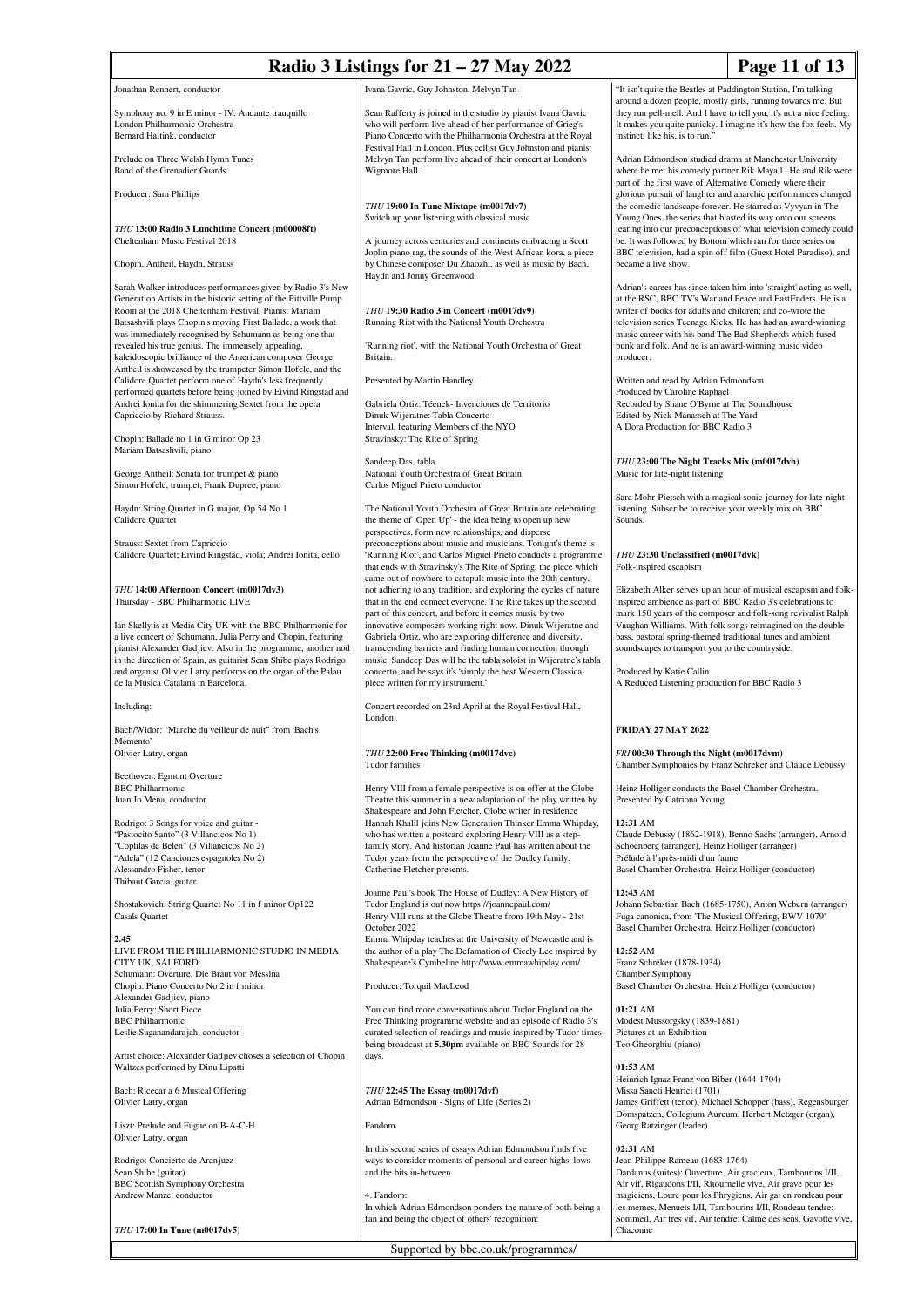Jonathan Rennert, conductor

Symphony no. 9 in E minor - IV. Andante tranquillo
London Philharmonic Orchestra
Bernard Haitink, conductor

Prelude on Three Welsh Hymn Tunes
Band of the Grenadier Guards

Producer: Sam Phillips

***THU* 13:00 Radio 3 Lunchtime Concert (m00008ft)**
Cheltenham Music Festival 2018

Chopin, Antheil, Haydn, Strauss

Sarah Walker introduces performances given by Radio 3's New Generation Artists in the historic setting of the Pittville Pump Room at the 2018 Cheltenham Festival. Pianist Mariam Batsashvili plays Chopin's moving First Ballade, a work that was immediately recognised by Schumann as being one that revealed his true genius. The immensely appealing, kaleidoscopic brilliance of the American composer George Antheil is showcased by the trumpeter Simon Hofele, and the Calidore Quartet perform one of Haydn's less frequently performed quartets before being joined by Eivind Ringstad and Andrei Ionita for the shimmering Sextet from the opera Capriccio by Richard Strauss.

Chopin: Ballade no 1 in G minor Op 23
Mariam Batsashvili, piano

George Antheil: Sonata for trumpet & piano
Simon Hofele, trumpet; Frank Dupree, piano

Haydn: String Quartet in G major, Op 54 No 1
Calidore Quartet

Strauss: Sextet from Capriccio
Calidore Quartet; Eivind Ringstad, viola; Andrei Ionita, cello

***THU* 14:00 Afternoon Concert (m0017dv3)**
Thursday - BBC Philharmonic LIVE

Ian Skelly is at Media City UK with the BBC Philharmonic for a live concert of Schumann, Julia Perry and Chopin, featuring pianist Alexander Gadjiev. Also in the programme, another nod in the direction of Spain, as guitarist Sean Shibe plays Rodrigo and organist Olivier Latry performs on the organ of the Palau de la Música Catalana in Barcelona.

Including:

Bach/Widor: "Marche du veilleur de nuit" from 'Bach's Memento'
Olivier Latry, organ

Beethoven: Egmont Overture
BBC Philharmonic
Juan Jo Mena, conductor

Rodrigo: 3 Songs for voice and guitar -
"Pastocito Santo" (3 Villancicos No 1)
"Coplilas de Belen" (3 Villancicos No 2)
"Adela" (12 Canciones espagnoles No 2)
Alessandro Fisher, tenor
Thibaut Garcia, guitar

Shostakovich: String Quartet No 11 in f minor Op122
Casals Quartet

**2.45**
LIVE FROM THE PHILHARMONIC STUDIO IN MEDIA CITY UK, SALFORD:
Schumann: Overture, Die Braut von Messina
Chopin: Piano Concerto No 2 in f minor
Alexander Gadjiev, piano
Julia Perry: Short Piece
BBC Philharmonic
Leslie Suganandarajah, conductor

Artist choice: Alexander Gadjiev choses a selection of Chopin Waltzes performed by Dinu Lipatti

Bach: Ricecar a 6 Musical Offering
Olivier Latry, organ

Liszt: Prelude and Fugue on B-A-C-H
Olivier Latry, organ

Rodrigo: Concierto de Aranjuez
Sean Shibe (guitar)
BBC Scottish Symphony Orchestra
Andrew Manze, conductor

***THU* 17:00 In Tune (m0017dv5)**
Ivana Gavric, Guy Johnston, Melvyn Tan

Sean Rafferty is joined in the studio by pianist Ivana Gavric who will perform live ahead of her performance of Grieg's Piano Concerto with the Philharmonia Orchestra at the Royal Festival Hall in London. Plus cellist Guy Johnston and pianist Melvyn Tan perform live ahead of their concert at London's Wigmore Hall.

***THU* 19:00 In Tune Mixtape (m0017dv7)**
Switch up your listening with classical music

A journey across centuries and continents embracing a Scott Joplin piano rag, the sounds of the West African kora, a piece by Chinese composer Du Zhaozhi, as well as music by Bach, Haydn and Jonny Greenwood.

***THU* 19:30 Radio 3 in Concert (m0017dv9)**
Running Riot with the National Youth Orchestra

'Running riot', with the National Youth Orchestra of Great Britain.

Presented by Martin Handley.

Gabriela Ortiz: Téenek- Invenciones de Territorio
Dinuk Wijeratne: Tabla Concerto
Interval, featuring Members of the NYO
Stravinsky: The Rite of Spring

Sandeep Das, tabla
National Youth Orchestra of Great Britain
Carlos Miguel Prieto conductor

The National Youth Orchestra of Great Britain are celebrating the theme of 'Open Up' - the idea being to open up new perspectives, form new relationships, and disperse preconceptions about music and musicians. Tonight's theme is 'Running Riot', and Carlos Miguel Prieto conducts a programme that ends with Stravinsky's The Rite of Spring, the piece which came out of nowhere to catapult music into the 20th century, not adhering to any tradition, and exploring the cycles of nature that in the end connect everyone. The Rite takes up the second part of this concert, and before it comes music by two innovative composers working right now, Dinuk Wijeratne and Gabriela Ortiz, who are exploring difference and diversity, transcending barriers and finding human connection through music. Sandeep Das will be the tabla soloist in Wijeratne's tabla concerto, and he says it's 'simply the best Western Classical piece written for my instrument.'

Concert recorded on 23rd April at the Royal Festival Hall, London.

***THU* 22:00 Free Thinking (m0017dvc)**
Tudor families

Henry VIII from a female perspective is on offer at the Globe Theatre this summer in a new adaptation of the play written by Shakespeare and John Fletcher. Globe writer in residence Hannah Khalil joins New Generation Thinker Emma Whipday, who has written a postcard exploring Henry VIII as a step-family story. And historian Joanne Paul has written about the Tudor years from the perspective of the Dudley family. Catherine Fletcher presents.

Joanne Paul's book The House of Dudley: A New History of Tudor England is out now https://joannepaul.com/
Henry VIII runs at the Globe Theatre from 19th May - 21st October 2022
Emma Whipday teaches at the University of Newcastle and is the author of a play The Defamation of Cicely Lee inspired by Shakespeare's Cymbeline http://www.emmawhipday.com/

Producer: Torquil MacLeod

You can find more conversations about Tudor England on the Free Thinking programme website and an episode of Radio 3's curated selection of readings and music inspired by Tudor times being broadcast at **5.30pm** available on BBC Sounds for 28 days.

***THU* 22:45 The Essay (m0017dvf)**
Adrian Edmondson - Signs of Life (Series 2)

Fandom

In this second series of essays Adrian Edmondson finds five ways to consider moments of personal and career highs, lows and the bits in-between.

4. Fandom:
In which Adrian Edmondson ponders the nature of both being a fan and being the object of others' recognition:

"It isn't quite the Beatles at Paddington Station, I'm talking around a dozen people, mostly girls, running towards me. But they run pell-mell. And I have to tell you, it's not a nice feeling. It makes you quite panicky. I imagine it's how the fox feels. My instinct, like his, is to run."

Adrian Edmondson studied drama at Manchester University where he met his comedy partner Rik Mayall.. He and Rik were part of the first wave of Alternative Comedy where their glorious pursuit of laughter and anarchic performances changed the comedic landscape forever. He starred as Vyvyan in The Young Ones, the series that blasted its way onto our screens tearing into our preconceptions of what television comedy could be. It was followed by Bottom which ran for three series on BBC television, had a spin off film (Guest Hotel Paradiso), and became a live show.

Adrian's career has since taken him into 'straight' acting as well, at the RSC, BBC TV's War and Peace and EastEnders. He is a writer of books for adults and children; and co-wrote the television series Teenage Kicks. He has had an award-winning music career with his band The Bad Shepherds which fused punk and folk. And he is an award-winning music video producer.

Written and read by Adrian Edmondson
Produced by Caroline Raphael
Recorded by Shane O'Byrne at The Soundhouse
Edited by Nick Manasseh at The Yard
A Dora Production for BBC Radio 3

***THU* 23:00 The Night Tracks Mix (m0017dvh)**
Music for late-night listening

Sara Mohr-Pietsch with a magical sonic journey for late-night listening. Subscribe to receive your weekly mix on BBC Sounds.

***THU* 23:30 Unclassified (m0017dvk)**
Folk-inspired escapism

Elizabeth Alker serves up an hour of musical escapism and folk-inspired ambience as part of BBC Radio 3's celebrations to mark 150 years of the composer and folk-song revivalist Ralph Vaughan Williams. With folk songs reimagined on the double bass, pastoral spring-themed traditional tunes and ambient soundscapes to transport you to the countryside.

Produced by Katie Callin
A Reduced Listening production for BBC Radio 3

## FRIDAY 27 MAY 2022

***FRI* 00:30 Through the Night (m0017dvm)**
Chamber Symphonies by Franz Schreker and Claude Debussy

Heinz Holliger conducts the Basel Chamber Orchestra.
Presented by Catriona Young.

**12:31** AM
Claude Debussy (1862-1918), Benno Sachs (arranger), Arnold Schoenberg (arranger), Heinz Holliger (arranger)
Prélude à l'après-midi d'un faune
Basel Chamber Orchestra, Heinz Holliger (conductor)

**12:43** AM
Johann Sebastian Bach (1685-1750), Anton Webern (arranger)
Fuga canonica, from 'The Musical Offering, BWV 1079'
Basel Chamber Orchestra, Heinz Holliger (conductor)

**12:52** AM
Franz Schreker (1878-1934)
Chamber Symphony
Basel Chamber Orchestra, Heinz Holliger (conductor)

**01:21** AM
Modest Mussorgsky (1839-1881)
Pictures at an Exhibition
Teo Gheorghiu (piano)

**01:53** AM
Heinrich Ignaz Franz von Biber (1644-1704)
Missa Sancti Henrici (1701)
James Griffett (tenor), Michael Schopper (bass), Regensburger Domspatzen, Collegium Aureum, Herbert Metzger (organ), Georg Ratzinger (leader)

**02:31** AM
Jean-Philippe Rameau (1683-1764)
Dardanus (suites): Ouverture, Air gracieux, Tambourins I/II, Air vif, Rigaudons I/II, Ritournelle vive, Air grave pour les magiciens, Loure pour les Phrygiens, Air gai en rondeau pour les memes, Menuets I/II, Tambourins I/II, Rondeau tendre: Sommeil, Air tres vif, Air tendre: Calme des sens, Gavotte vive, Chaconne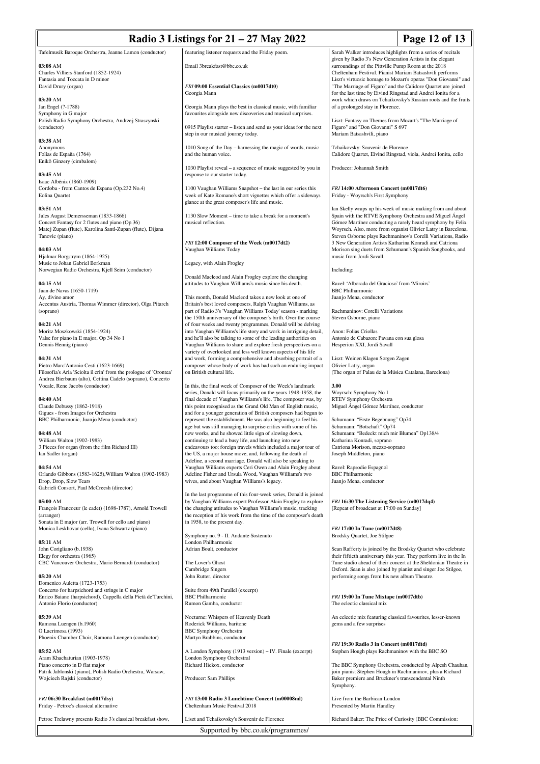Tafelmusik Baroque Orchestra, Jeanne Lamon (conductor)

**03:08** AM
Charles Villiers Stanford (1852-1924)
Fantasia and Toccata in D minor
David Drury (organ)

**03:20** AM
Jan Engel (?-1788)
Symphony in G major
Polish Radio Symphony Orchestra, Andrzej Straszynski (conductor)

**03:38** AM
Anonymous
Folías de España (1764)
Enikö Ginzery (cimbalom)

**03:45** AM
Isaac Albéniz (1860-1909)
Cordoba - from Cantos de Espana (Op.232 No.4)
Eolina Quartet

**03:51** AM
Jules August Demersseman (1833-1866)
Concert Fantasy for 2 flutes and piano (Op.36)
Matej Zupan (flute), Karolina Santl-Zupan (flute), Dijana Tanovic (piano)

**04:03** AM
Hjalmar Borgstrøm (1864-1925)
Music to Johan Gabriel Borkman
Norwegian Radio Orchestra, Kjell Seim (conductor)

**04:15** AM
Juan de Navas (1650-1719)
Ay, divino amor
Accentus Austria, Thomas Wimmer (director), Olga Pitarch (soprano)

**04:21** AM
Moritz Moszkowski (1854-1924)
Valse for piano in E major, Op 34 No 1
Dennis Hennig (piano)

**04:31** AM
Pietro Marc'Antonio Cesti (1623-1669)
Filosofia's Aria 'Sciolta il crin' from the prologue of 'Orontea'
Andrea Bierbaum (alto), Cettina Cadelo (soprano), Concerto Vocale, Rene Jacobs (conductor)

**04:40** AM
Claude Debussy (1862-1918)
Gigues - from Images for Orchestra
BBC Philharmonic, Juanjo Mena (conductor)

**04:48** AM
William Walton (1902-1983)
3 Pieces for organ (from the film Richard III)
Ian Sadler (organ)

**04:54** AM
Orlando Gibbons (1583-1625),William Walton (1902-1983)
Drop, Drop, Slow Tears
Gabrieli Consort, Paul McCreesh (director)

**05:00** AM
François Francoeur (le cadet) (1698-1787), Arnold Trowell (arranger)
Sonata in E major (arr. Trowell for cello and piano)
Monica Leskhovar (cello), Ivana Schwartz (piano)

**05:11** AM
John Corigliano (b.1938)
Elegy for orchestra (1965)
CBC Vancouver Orchestra, Mario Bernardi (conductor)

**05:20** AM
Domenico Auletta (1723-1753)
Concerto for harpsichord and strings in C major
Enrico Baiano (harpsichord), Cappella della Pietà de'Turchini, Antonio Florio (conductor)

**05:39** AM
Ramona Luengen (b.1960)
O Lacrimosa (1993)
Phoenix Chamber Choir, Ramona Luengen (conductor)

**05:52** AM
Aram Khachaturian (1903-1978)
Piano concerto in D flat major
Patrik Jablonski (piano), Polish Radio Orchestra, Warsaw, Wojciech Rajski (conductor)

*FRI* **06:30 Breakfast (m0017dsy)**
Friday - Petroc's classical alternative

Petroc Trelawny presents Radio 3's classical breakfast show, featuring listener requests and the Friday poem.

Email 3breakfast@bbc.co.uk

*FRI* **09:00 Essential Classics (m0017dt0)**
Georgia Mann

Georgia Mann plays the best in classical music, with familiar favourites alongside new discoveries and musical surprises.

0915 Playlist starter – listen and send us your ideas for the next step in our musical journey today.

1010 Song of the Day – harnessing the magic of words, music and the human voice.

1030 Playlist reveal – a sequence of music suggested by you in response to our starter today.

1100 Vaughan Williams Snapshot – the last in our series this week of Kate Romano's short vignettes which offer a sideways glance at the great composer's life and music.

1130 Slow Moment – time to take a break for a moment's musical reflection.

*FRI* **12:00 Composer of the Week (m0017dt2)**
Vaughan Williams Today

Legacy, with Alain Frogley

Donald Macleod and Alain Frogley explore the changing attitudes to Vaughan Williams's music since his death.

This month, Donald Macleod takes a new look at one of Britain's best loved composers, Ralph Vaughan Williams, as part of Radio 3's 'Vaughan Williams Today' season - marking the 150th anniversary of the composer's birth. Over the course of four weeks and twenty programmes, Donald will be delving into Vaughan Williams's life story and work in intriguing detail, and he'll also be talking to some of the leading authorities on Vaughan Williams to share and explore fresh perspectives on a variety of overlooked and less well known aspects of his life and work, forming a comprehensive and absorbing portrait of a composer whose body of work has had such an enduring impact on British cultural life.

In this, the final week of Composer of the Week's landmark series, Donald will focus primarily on the years 1948-1958, the final decade of Vaughan Williams's life. The composer was, by this point recognised as the Grand Old Man of English music, and for a younger generation of British composers had begun to represent the establishment. He was also beginning to feel his age but was still managing to surprise critics with some of his new works, and he showed little sign of slowing down, continuing to lead a busy life, and launching into new endeavours too: foreign travels which included a major tour of the US, a major house move, and, following the death of Adeline, a second marriage. Donald will also be speaking to Vaughan Williams experts Ceri Owen and Alain Frogley about Adeline Fisher and Ursula Wood, Vaughan Williams's two wives, and about Vaughan Williams's legacy.

In the last programme of this four-week series, Donald is joined by Vaughan Williams expert Professor Alain Frogley to explore the changing attitudes to Vaughan Williams's music, tracking the reception of his work from the time of the composer's death in 1958, to the present day.

Symphony no. 9 - II. Andante Sostenuto
London Philharmonic
Adrian Boult, conductor

The Lover's Ghost
Cambridge Singers
John Rutter, director

Suite from 49th Parallel (excerpt)
BBC Philharmonic
Rumon Gamba, conductor

Nocturne: Whispers of Heavenly Death
Roderick Williams, baritone
BBC Symphony Orchestra
Martyn Brabbins, conductor

A London Symphony (1913 version) – IV. Finale (excerpt)
London Symphony Orchestral
Richard Hickox, conductor

Producer: Sam Phillips

*FRI* **13:00 Radio 3 Lunchtime Concert (m00008nd)**
Cheltenham Music Festival 2018

Liszt and Tchaikovsky's Souvenir de Florence

Sarah Walker introduces highlights from a series of recitals given by Radio 3's New Generation Artists in the elegant surroundings of the Pittville Pump Room at the 2018 Cheltenham Festival. Pianist Mariam Batsashvili performs Liszt's virtuosic homage to Mozart's operas "Don Giovanni" and "The Marriage of Figaro" and the Calidore Quartet are joined for the last time by Eivind Ringstad and Andrei Ionita for a work which draws on Tchaikovsky's Russian roots and the fruits of a prolonged stay in Florence.

Liszt: Fantasy on Themes from Mozart's "The Marriage of Figaro" and "Don Giovanni" S 697
Mariam Batsashvili, piano

Tchaikovsky: Souvenir de Florence
Calidore Quartet, Eivind Ringstad, viola, Andrei Ionita, cello

Producer: Johannah Smith

*FRI* **14:00 Afternoon Concert (m0017dt6)**
Friday - Woyrsch's First Symphony

Ian Skelly wraps up his week of music making from and about Spain with the RTVE Symphony Orchestra and Miguel Ángel Gómez Martínez conducting a rarely heard symphony by Felix Woyrsch. Also, more from organist Olivier Latry in Barcelona, Steven Osborne plays Rachmaninov's Corelli Variations, Radio 3 New Generation Artists Katharina Konradi and Catriona Morison sing duets from Schumann's Spanish Songbooks, and music from Jordi Savall.

Including:

Ravel: 'Alborada del Gracioso' from 'Miroirs'
BBC Philharmonic
Juanjo Mena, conductor

Rachmaninov: Corelli Variations
Steven Osborne, piano

Anon: Folias Criollas
Antonio de Cabazon: Pavana con sua glosa
Hesperion XXI, Jordi Savall

Liszt: Weinen Klagen Sorgen Zagen
Olivier Latry, organ
(The organ of Palau de la Música Catalana, Barcelona)

**3.00**
Woyrsch: Symphony No 1
RTEV Symphony Orchestra
Miguel Ángel Gómez Martínez, conductor

Schumann: "Erste Begebnung" Op74
Schumann: "Botschaft" Op74
Schumann: "Bedeckt mich mir Blumen" Op138/4
Katharina Konradi, soprano
Catriona Morison, mezzo-soprano
Joseph Middleton, piano

Ravel: Rapsodie Espagnol
BBC Philharmonic
Juanjo Mena, conductor

*FRI* **16:30 The Listening Service (m0017dq4)**
[Repeat of broadcast at 17:00 on Sunday]

*FRI* **17:00 In Tune (m0017dt8)**
Brodsky Quartet, Joe Stilgoe

Sean Rafferty is joined by the Brodsky Quartet who celebrate their fiftieth anniversary this year. They perform live in the In Tune studio ahead of their concert at the Sheldonian Theatre in Oxford. Sean is also joined by pianist and singer Joe Stilgoe, performing songs from his new album Theatre.

*FRI* **19:00 In Tune Mixtape (m0017dtb)**
The eclectic classical mix

An eclectic mix featuring classical favourites, lesser-known gems and a few surprises

*FRI* **19:30 Radio 3 in Concert (m0017dtd)**
Stephen Hough plays Rachmaninov with the BBC SO

The BBC Symphony Orchestra, conducted by Alpesh Chauhan, join pianist Stephen Hough in Rachmaninov, plus a Richard Baker premiere and Bruckner's transcendental Ninth Symphony.

Live from the Barbican London
Presented by Martin Handley

Richard Baker: The Price of Curiosity (BBC Commission: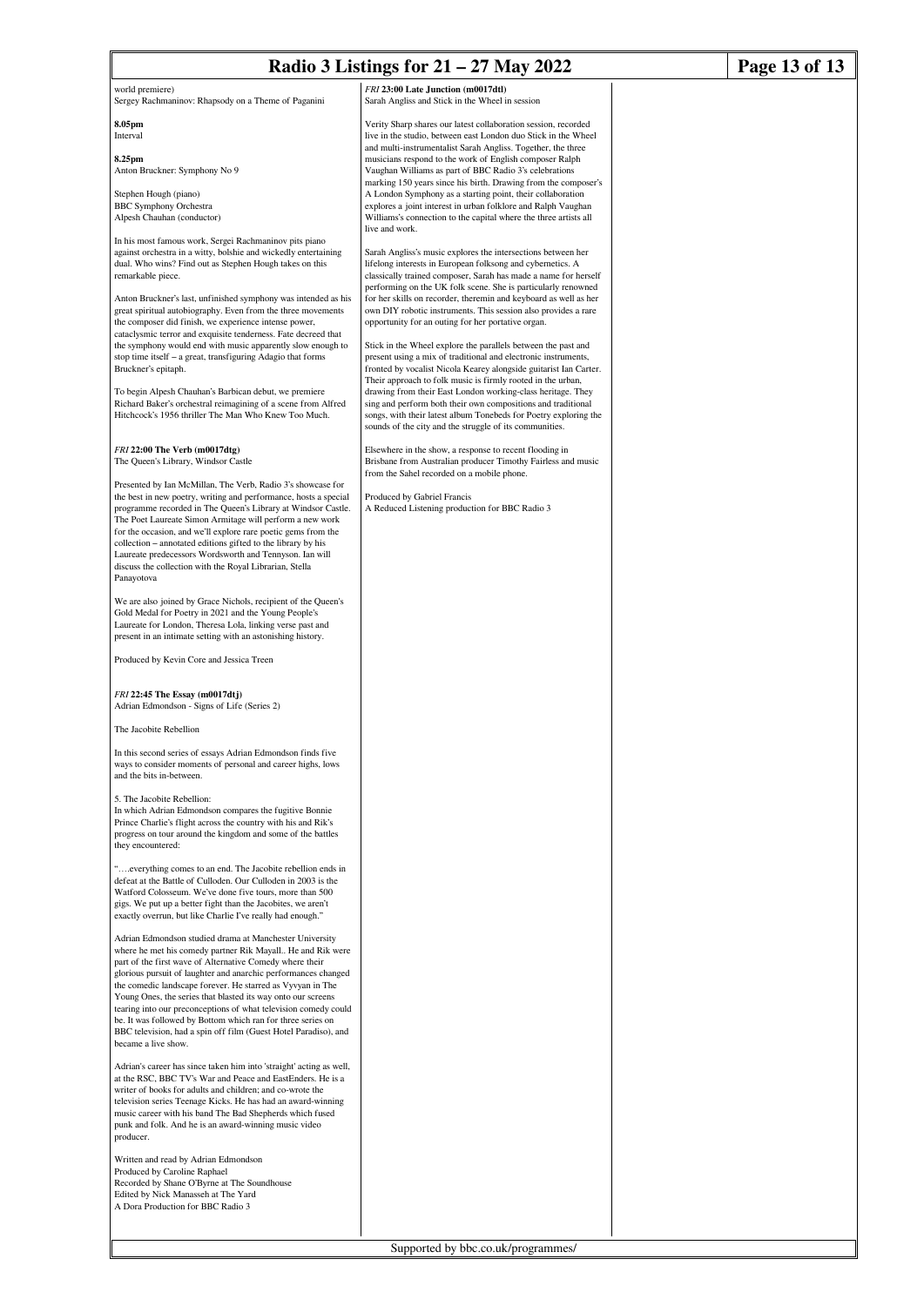world premiere)
Sergey Rachmaninov: Rhapsody on a Theme of Paganini

**8.05pm**
Interval

**8.25pm**
Anton Bruckner: Symphony No 9

Stephen Hough (piano)
BBC Symphony Orchestra
Alpesh Chauhan (conductor)

In his most famous work, Sergei Rachmaninov pits piano against orchestra in a witty, bolshie and wickedly entertaining dual. Who wins? Find out as Stephen Hough takes on this remarkable piece.

Anton Bruckner's last, unfinished symphony was intended as his great spiritual autobiography. Even from the three movements the composer did finish, we experience intense power, cataclysmic terror and exquisite tenderness. Fate decreed that the symphony would end with music apparently slow enough to stop time itself – a great, transfiguring Adagio that forms Bruckner's epitaph.

To begin Alpesh Chauhan's Barbican debut, we premiere Richard Baker's orchestral reimagining of a scene from Alfred Hitchcock's 1956 thriller The Man Who Knew Too Much.

### *FRI* 22:00 The Verb (m0017dtg)

The Queen's Library, Windsor Castle

Presented by Ian McMillan, The Verb, Radio 3's showcase for the best in new poetry, writing and performance, hosts a special programme recorded in The Queen's Library at Windsor Castle. The Poet Laureate Simon Armitage will perform a new work for the occasion, and we'll explore rare poetic gems from the collection – annotated editions gifted to the library by his Laureate predecessors Wordsworth and Tennyson. Ian will discuss the collection with the Royal Librarian, Stella Panayotova

We are also joined by Grace Nichols, recipient of the Queen's Gold Medal for Poetry in 2021 and the Young People's Laureate for London, Theresa Lola, linking verse past and present in an intimate setting with an astonishing history.

Produced by Kevin Core and Jessica Treen

### *FRI* 22:45 The Essay (m0017dtj)

Adrian Edmondson - Signs of Life (Series 2)

The Jacobite Rebellion

In this second series of essays Adrian Edmondson finds five ways to consider moments of personal and career highs, lows and the bits in-between.

5. The Jacobite Rebellion:
In which Adrian Edmondson compares the fugitive Bonnie Prince Charlie's flight across the country with his and Rik's progress on tour around the kingdom and some of the battles they encountered:

"….everything comes to an end. The Jacobite rebellion ends in defeat at the Battle of Culloden. Our Culloden in 2003 is the Watford Colosseum. We've done five tours, more than 500 gigs. We put up a better fight than the Jacobites, we aren't exactly overrun, but like Charlie I've really had enough."

Adrian Edmondson studied drama at Manchester University where he met his comedy partner Rik Mayall.. He and Rik were part of the first wave of Alternative Comedy where their glorious pursuit of laughter and anarchic performances changed the comedic landscape forever. He starred as Vyvyan in The Young Ones, the series that blasted its way onto our screens tearing into our preconceptions of what television comedy could be. It was followed by Bottom which ran for three series on BBC television, had a spin off film (Guest Hotel Paradiso), and became a live show.

Adrian's career has since taken him into 'straight' acting as well, at the RSC, BBC TV's War and Peace and EastEnders. He is a writer of books for adults and children; and co-wrote the television series Teenage Kicks. He has had an award-winning music career with his band The Bad Shepherds which fused punk and folk. And he is an award-winning music video producer.

Written and read by Adrian Edmondson
Produced by Caroline Raphael
Recorded by Shane O'Byrne at The Soundhouse
Edited by Nick Manasseh at The Yard
A Dora Production for BBC Radio 3

### *FRI* 23:00 Late Junction (m0017dtl)

Sarah Angliss and Stick in the Wheel in session

Verity Sharp shares our latest collaboration session, recorded live in the studio, between east London duo Stick in the Wheel and multi-instrumentalist Sarah Angliss. Together, the three musicians respond to the work of English composer Ralph Vaughan Williams as part of BBC Radio 3's celebrations marking 150 years since his birth. Drawing from the composer's A London Symphony as a starting point, their collaboration explores a joint interest in urban folklore and Ralph Vaughan Williams's connection to the capital where the three artists all live and work.

Sarah Angliss's music explores the intersections between her lifelong interests in European folksong and cybernetics. A classically trained composer, Sarah has made a name for herself performing on the UK folk scene. She is particularly renowned for her skills on recorder, theremin and keyboard as well as her own DIY robotic instruments. This session also provides a rare opportunity for an outing for her portative organ.

Stick in the Wheel explore the parallels between the past and present using a mix of traditional and electronic instruments, fronted by vocalist Nicola Kearey alongside guitarist Ian Carter. Their approach to folk music is firmly rooted in the urban, drawing from their East London working-class heritage. They sing and perform both their own compositions and traditional songs, with their latest album Tonebeds for Poetry exploring the sounds of the city and the struggle of its communities.

Elsewhere in the show, a response to recent flooding in Brisbane from Australian producer Timothy Fairless and music from the Sahel recorded on a mobile phone.

Produced by Gabriel Francis
A Reduced Listening production for BBC Radio 3